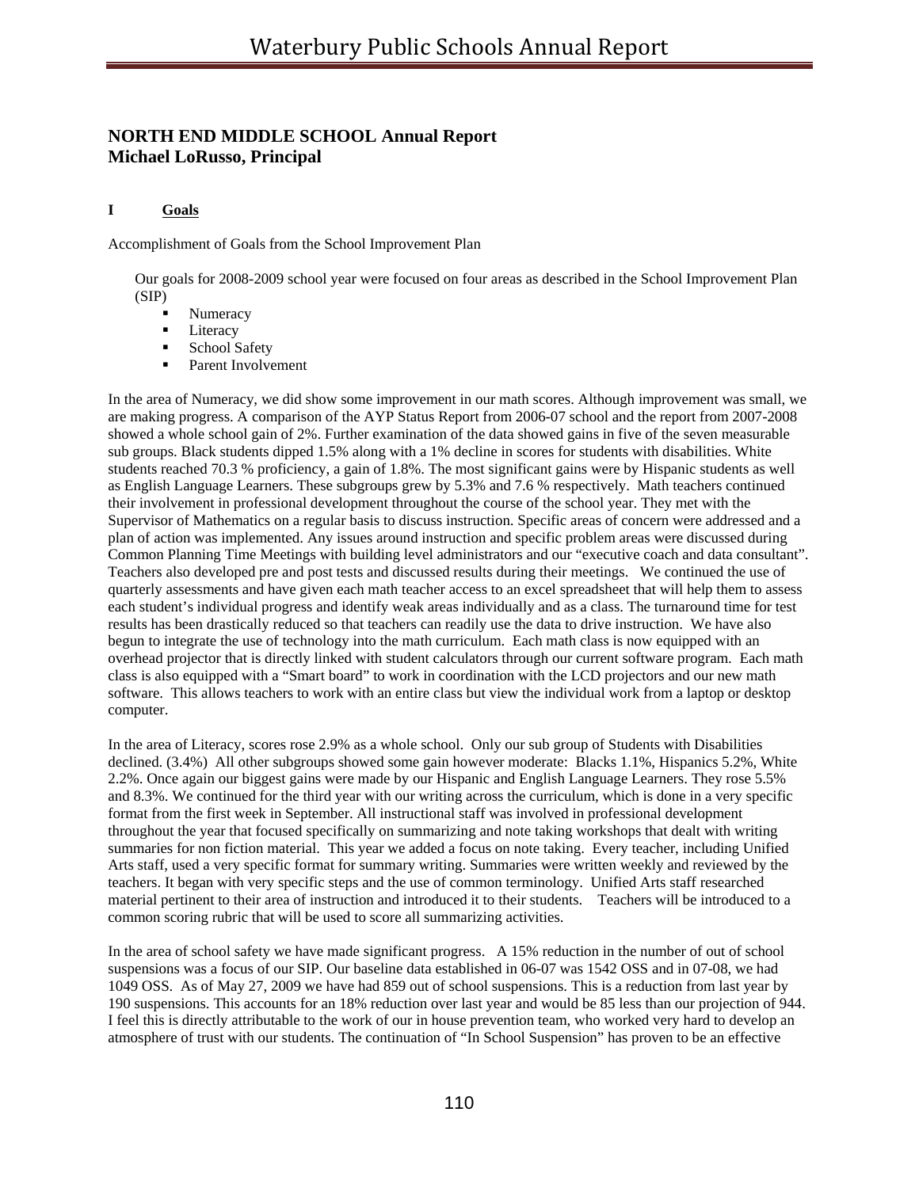## NORTH END MIDDLE SCHOOL Annual Report
## Michael LoRusso, Principal

### I Goals

Accomplishment of Goals from the School Improvement Plan

Our goals for 2008-2009 school year were focused on four areas as described in the School Improvement Plan (SIP)

- Numeracy
- Literacy
- School Safety
- Parent Involvement

In the area of Numeracy, we did show some improvement in our math scores. Although improvement was small, we are making progress. A comparison of the AYP Status Report from 2006-07 school and the report from 2007-2008 showed a whole school gain of 2%. Further examination of the data showed gains in five of the seven measurable sub groups. Black students dipped 1.5% along with a 1% decline in scores for students with disabilities. White students reached 70.3 % proficiency, a gain of 1.8%. The most significant gains were by Hispanic students as well as English Language Learners. These subgroups grew by 5.3% and 7.6 % respectively. Math teachers continued their involvement in professional development throughout the course of the school year. They met with the Supervisor of Mathematics on a regular basis to discuss instruction. Specific areas of concern were addressed and a plan of action was implemented. Any issues around instruction and specific problem areas were discussed during Common Planning Time Meetings with building level administrators and our "executive coach and data consultant". Teachers also developed pre and post tests and discussed results during their meetings. We continued the use of quarterly assessments and have given each math teacher access to an excel spreadsheet that will help them to assess each student's individual progress and identify weak areas individually and as a class. The turnaround time for test results has been drastically reduced so that teachers can readily use the data to drive instruction. We have also begun to integrate the use of technology into the math curriculum. Each math class is now equipped with an overhead projector that is directly linked with student calculators through our current software program. Each math class is also equipped with a "Smart board" to work in coordination with the LCD projectors and our new math software. This allows teachers to work with an entire class but view the individual work from a laptop or desktop computer.

In the area of Literacy, scores rose 2.9% as a whole school. Only our sub group of Students with Disabilities declined. (3.4%) All other subgroups showed some gain however moderate: Blacks 1.1%, Hispanics 5.2%, White 2.2%. Once again our biggest gains were made by our Hispanic and English Language Learners. They rose 5.5% and 8.3%. We continued for the third year with our writing across the curriculum, which is done in a very specific format from the first week in September. All instructional staff was involved in professional development throughout the year that focused specifically on summarizing and note taking workshops that dealt with writing summaries for non fiction material. This year we added a focus on note taking. Every teacher, including Unified Arts staff, used a very specific format for summary writing. Summaries were written weekly and reviewed by the teachers. It began with very specific steps and the use of common terminology. Unified Arts staff researched material pertinent to their area of instruction and introduced it to their students. Teachers will be introduced to a common scoring rubric that will be used to score all summarizing activities.

In the area of school safety we have made significant progress. A 15% reduction in the number of out of school suspensions was a focus of our SIP. Our baseline data established in 06-07 was 1542 OSS and in 07-08, we had 1049 OSS. As of May 27, 2009 we have had 859 out of school suspensions. This is a reduction from last year by 190 suspensions. This accounts for an 18% reduction over last year and would be 85 less than our projection of 944. I feel this is directly attributable to the work of our in house prevention team, who worked very hard to develop an atmosphere of trust with our students. The continuation of "In School Suspension" has proven to be an effective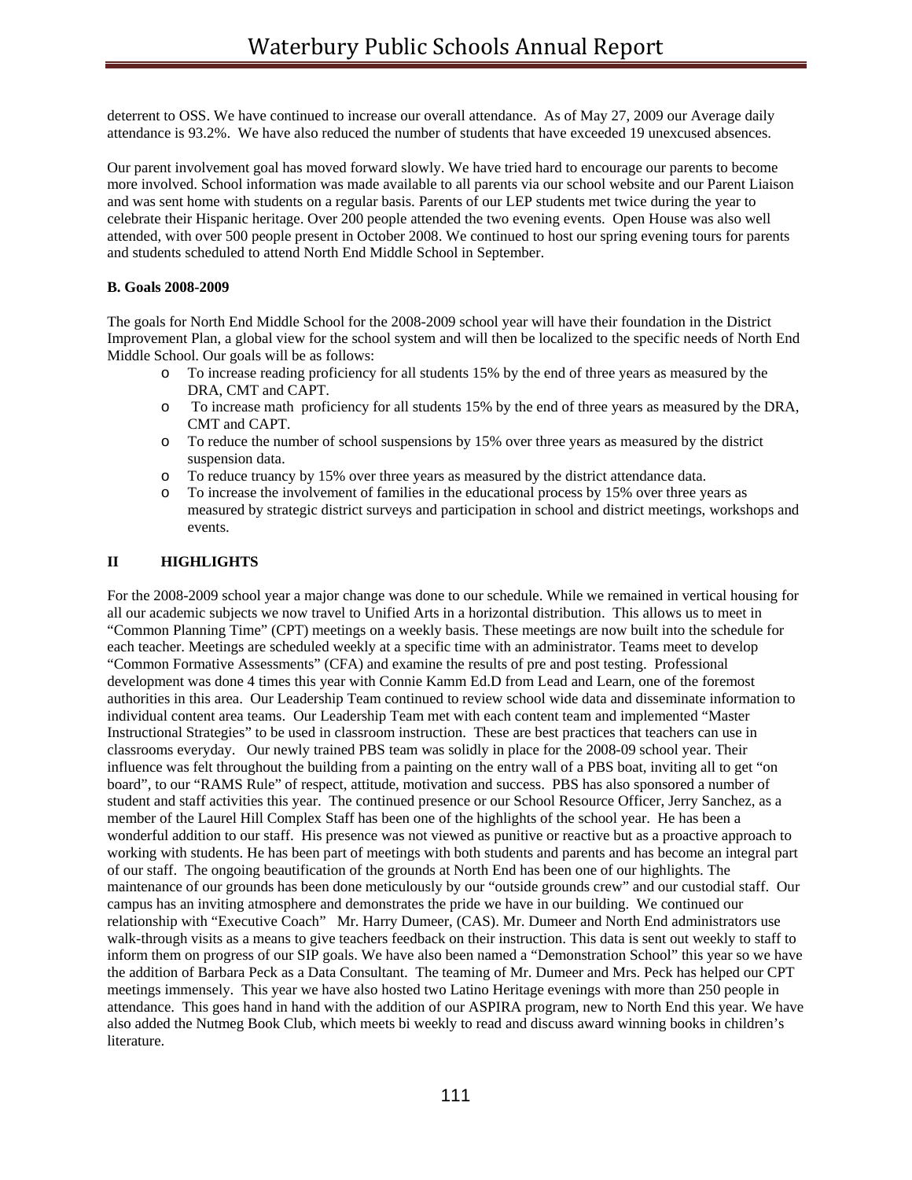deterrent to OSS. We have continued to increase our overall attendance. As of May 27, 2009 our Average daily attendance is 93.2%. We have also reduced the number of students that have exceeded 19 unexcused absences.

Our parent involvement goal has moved forward slowly. We have tried hard to encourage our parents to become more involved. School information was made available to all parents via our school website and our Parent Liaison and was sent home with students on a regular basis. Parents of our LEP students met twice during the year to celebrate their Hispanic heritage. Over 200 people attended the two evening events. Open House was also well attended, with over 500 people present in October 2008. We continued to host our spring evening tours for parents and students scheduled to attend North End Middle School in September.

**B. Goals 2008-2009**

The goals for North End Middle School for the 2008-2009 school year will have their foundation in the District Improvement Plan, a global view for the school system and will then be localized to the specific needs of North End Middle School. Our goals will be as follows:

- To increase reading proficiency for all students 15% by the end of three years as measured by the DRA, CMT and CAPT.
- To increase math proficiency for all students 15% by the end of three years as measured by the DRA, CMT and CAPT.
- To reduce the number of school suspensions by 15% over three years as measured by the district suspension data.
- To reduce truancy by 15% over three years as measured by the district attendance data.
- To increase the involvement of families in the educational process by 15% over three years as measured by strategic district surveys and participation in school and district meetings, workshops and events.

## II HIGHLIGHTS

For the 2008-2009 school year a major change was done to our schedule. While we remained in vertical housing for all our academic subjects we now travel to Unified Arts in a horizontal distribution. This allows us to meet in "Common Planning Time" (CPT) meetings on a weekly basis. These meetings are now built into the schedule for each teacher. Meetings are scheduled weekly at a specific time with an administrator. Teams meet to develop "Common Formative Assessments" (CFA) and examine the results of pre and post testing. Professional development was done 4 times this year with Connie Kamm Ed.D from Lead and Learn, one of the foremost authorities in this area. Our Leadership Team continued to review school wide data and disseminate information to individual content area teams. Our Leadership Team met with each content team and implemented "Master Instructional Strategies" to be used in classroom instruction. These are best practices that teachers can use in classrooms everyday. Our newly trained PBS team was solidly in place for the 2008-09 school year. Their influence was felt throughout the building from a painting on the entry wall of a PBS boat, inviting all to get "on board", to our "RAMS Rule" of respect, attitude, motivation and success. PBS has also sponsored a number of student and staff activities this year. The continued presence or our School Resource Officer, Jerry Sanchez, as a member of the Laurel Hill Complex Staff has been one of the highlights of the school year. He has been a wonderful addition to our staff. His presence was not viewed as punitive or reactive but as a proactive approach to working with students. He has been part of meetings with both students and parents and has become an integral part of our staff. The ongoing beautification of the grounds at North End has been one of our highlights. The maintenance of our grounds has been done meticulously by our "outside grounds crew" and our custodial staff. Our campus has an inviting atmosphere and demonstrates the pride we have in our building. We continued our relationship with "Executive Coach" Mr. Harry Dumeer, (CAS). Mr. Dumeer and North End administrators use walk-through visits as a means to give teachers feedback on their instruction. This data is sent out weekly to staff to inform them on progress of our SIP goals. We have also been named a "Demonstration School" this year so we have the addition of Barbara Peck as a Data Consultant. The teaming of Mr. Dumeer and Mrs. Peck has helped our CPT meetings immensely. This year we have also hosted two Latino Heritage evenings with more than 250 people in attendance. This goes hand in hand with the addition of our ASPIRA program, new to North End this year. We have also added the Nutmeg Book Club, which meets bi weekly to read and discuss award winning books in children's literature.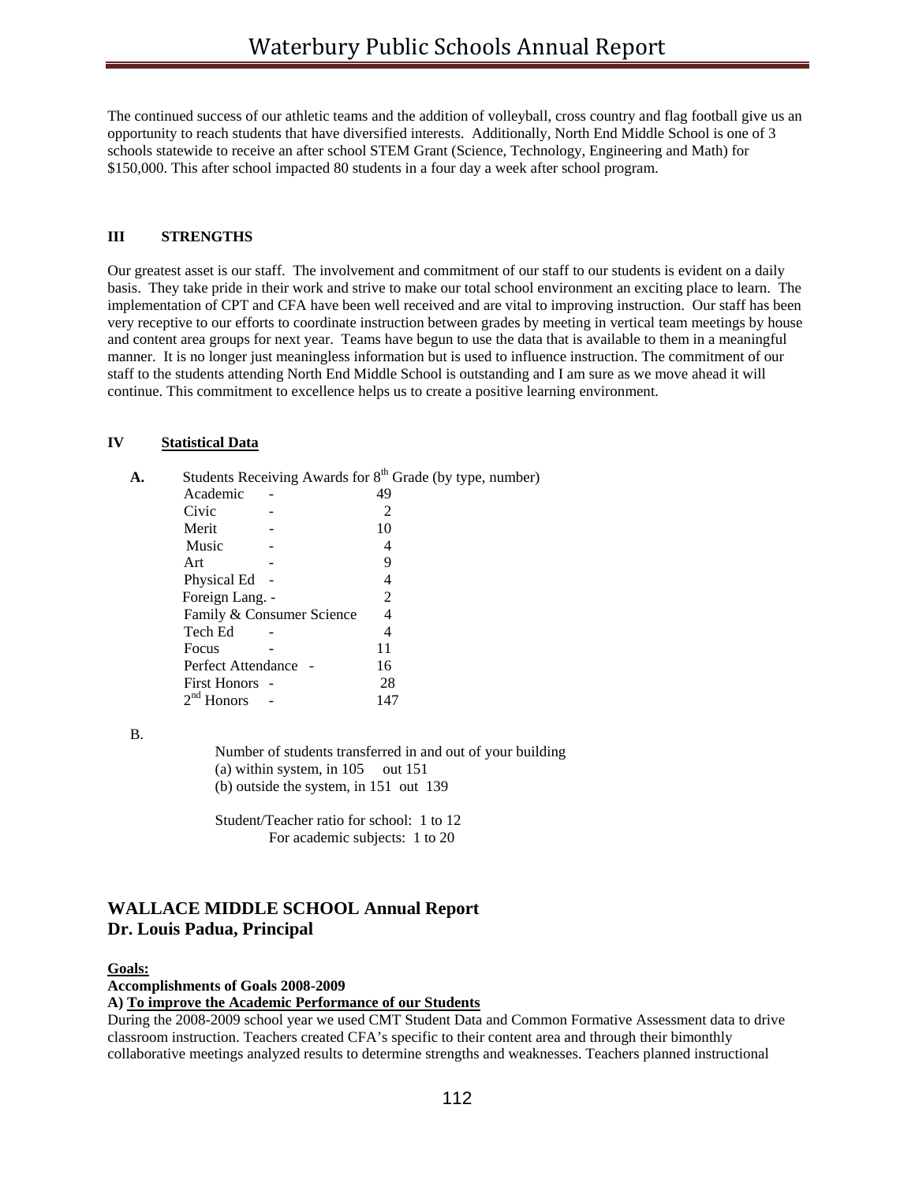The continued success of our athletic teams and the addition of volleyball, cross country and flag football give us an opportunity to reach students that have diversified interests. Additionally, North End Middle School is one of 3 schools statewide to receive an after school STEM Grant (Science, Technology, Engineering and Math) for $150,000. This after school impacted 80 students in a four day a week after school program.

### III STRENGTHS

Our greatest asset is our staff. The involvement and commitment of our staff to our students is evident on a daily basis. They take pride in their work and strive to make our total school environment an exciting place to learn. The implementation of CPT and CFA have been well received and are vital to improving instruction. Our staff has been very receptive to our efforts to coordinate instruction between grades by meeting in vertical team meetings by house and content area groups for next year. Teams have begun to use the data that is available to them in a meaningful manner. It is no longer just meaningless information but is used to influence instruction. The commitment of our staff to the students attending North End Middle School is outstanding and I am sure as we move ahead it will continue. This commitment to excellence helps us to create a positive learning environment.

### IV Statistical Data

**A.** Students Receiving Awards for 8th Grade (by type, number)

| Award | Number |
|---|---|
| Academic - | 49 |
| Civic - | 2 |
| Merit - | 10 |
| Music - | 4 |
| Art - | 9 |
| Physical Ed - | 4 |
| Foreign Lang. - | 2 |
| Family & Consumer Science | 4 |
| Tech Ed - | 4 |
| Focus - | 11 |
| Perfect Attendance - | 16 |
| First Honors - | 28 |
| 2nd Honors - | 147 |

B.

Number of students transferred in and out of your building
(a) within system, in 105 out 151
(b) outside the system, in 151 out 139

Student/Teacher ratio for school: 1 to 12
For academic subjects: 1 to 20

## WALLACE MIDDLE SCHOOL Annual Report
## Dr. Louis Padua, Principal

**Goals:**

**Accomplishments of Goals 2008-2009**

**A) To improve the Academic Performance of our Students**

During the 2008-2009 school year we used CMT Student Data and Common Formative Assessment data to drive classroom instruction. Teachers created CFA's specific to their content area and through their bimonthly collaborative meetings analyzed results to determine strengths and weaknesses. Teachers planned instructional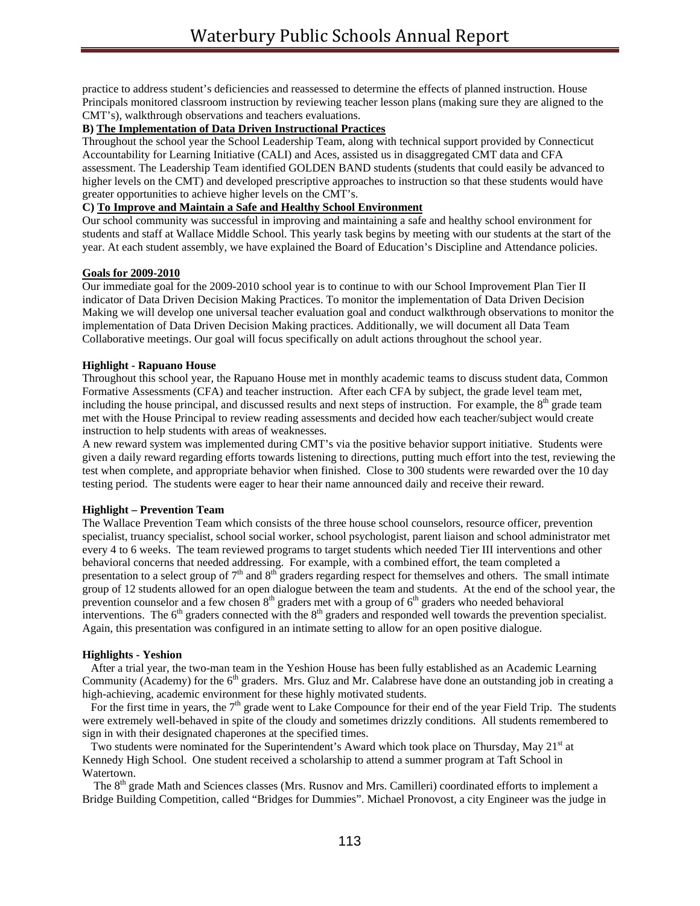practice to address student's deficiencies and reassessed to determine the effects of planned instruction. House Principals monitored classroom instruction by reviewing teacher lesson plans (making sure they are aligned to the CMT's), walkthrough observations and teachers evaluations.

**B) <u>The Implementation of Data Driven Instructional Practices</u>**

Throughout the school year the School Leadership Team, along with technical support provided by Connecticut Accountability for Learning Initiative (CALI) and Aces, assisted us in disaggregated CMT data and CFA assessment. The Leadership Team identified GOLDEN BAND students (students that could easily be advanced to higher levels on the CMT) and developed prescriptive approaches to instruction so that these students would have greater opportunities to achieve higher levels on the CMT's.

**C) <u>To Improve and Maintain a Safe and Healthy School Environment</u>**

Our school community was successful in improving and maintaining a safe and healthy school environment for students and staff at Wallace Middle School. This yearly task begins by meeting with our students at the start of the year. At each student assembly, we have explained the Board of Education's Discipline and Attendance policies.

**<u>Goals for 2009-2010</u>**

Our immediate goal for the 2009-2010 school year is to continue to with our School Improvement Plan Tier II indicator of Data Driven Decision Making Practices. To monitor the implementation of Data Driven Decision Making we will develop one universal teacher evaluation goal and conduct walkthrough observations to monitor the implementation of Data Driven Decision Making practices. Additionally, we will document all Data Team Collaborative meetings. Our goal will focus specifically on adult actions throughout the school year.

**Highlight - Rapuano House**

Throughout this school year, the Rapuano House met in monthly academic teams to discuss student data, Common Formative Assessments (CFA) and teacher instruction. After each CFA by subject, the grade level team met, including the house principal, and discussed results and next steps of instruction. For example, the 8th grade team met with the House Principal to review reading assessments and decided how each teacher/subject would create instruction to help students with areas of weaknesses.

A new reward system was implemented during CMT's via the positive behavior support initiative. Students were given a daily reward regarding efforts towards listening to directions, putting much effort into the test, reviewing the test when complete, and appropriate behavior when finished. Close to 300 students were rewarded over the 10 day testing period. The students were eager to hear their name announced daily and receive their reward.

**Highlight – Prevention Team**

The Wallace Prevention Team which consists of the three house school counselors, resource officer, prevention specialist, truancy specialist, school social worker, school psychologist, parent liaison and school administrator met every 4 to 6 weeks. The team reviewed programs to target students which needed Tier III interventions and other behavioral concerns that needed addressing. For example, with a combined effort, the team completed a presentation to a select group of 7th and 8th graders regarding respect for themselves and others. The small intimate group of 12 students allowed for an open dialogue between the team and students. At the end of the school year, the prevention counselor and a few chosen 8th graders met with a group of 6th graders who needed behavioral interventions. The 6th graders connected with the 8th graders and responded well towards the prevention specialist. Again, this presentation was configured in an intimate setting to allow for an open positive dialogue.

**Highlights - Yeshion**

After a trial year, the two-man team in the Yeshion House has been fully established as an Academic Learning Community (Academy) for the 6th graders. Mrs. Gluz and Mr. Calabrese have done an outstanding job in creating a high-achieving, academic environment for these highly motivated students.

For the first time in years, the 7th grade went to Lake Compounce for their end of the year Field Trip. The students were extremely well-behaved in spite of the cloudy and sometimes drizzly conditions. All students remembered to sign in with their designated chaperones at the specified times.

Two students were nominated for the Superintendent's Award which took place on Thursday, May 21st at Kennedy High School. One student received a scholarship to attend a summer program at Taft School in Watertown.

The 8th grade Math and Sciences classes (Mrs. Rusnov and Mrs. Camilleri) coordinated efforts to implement a Bridge Building Competition, called "Bridges for Dummies". Michael Pronovost, a city Engineer was the judge in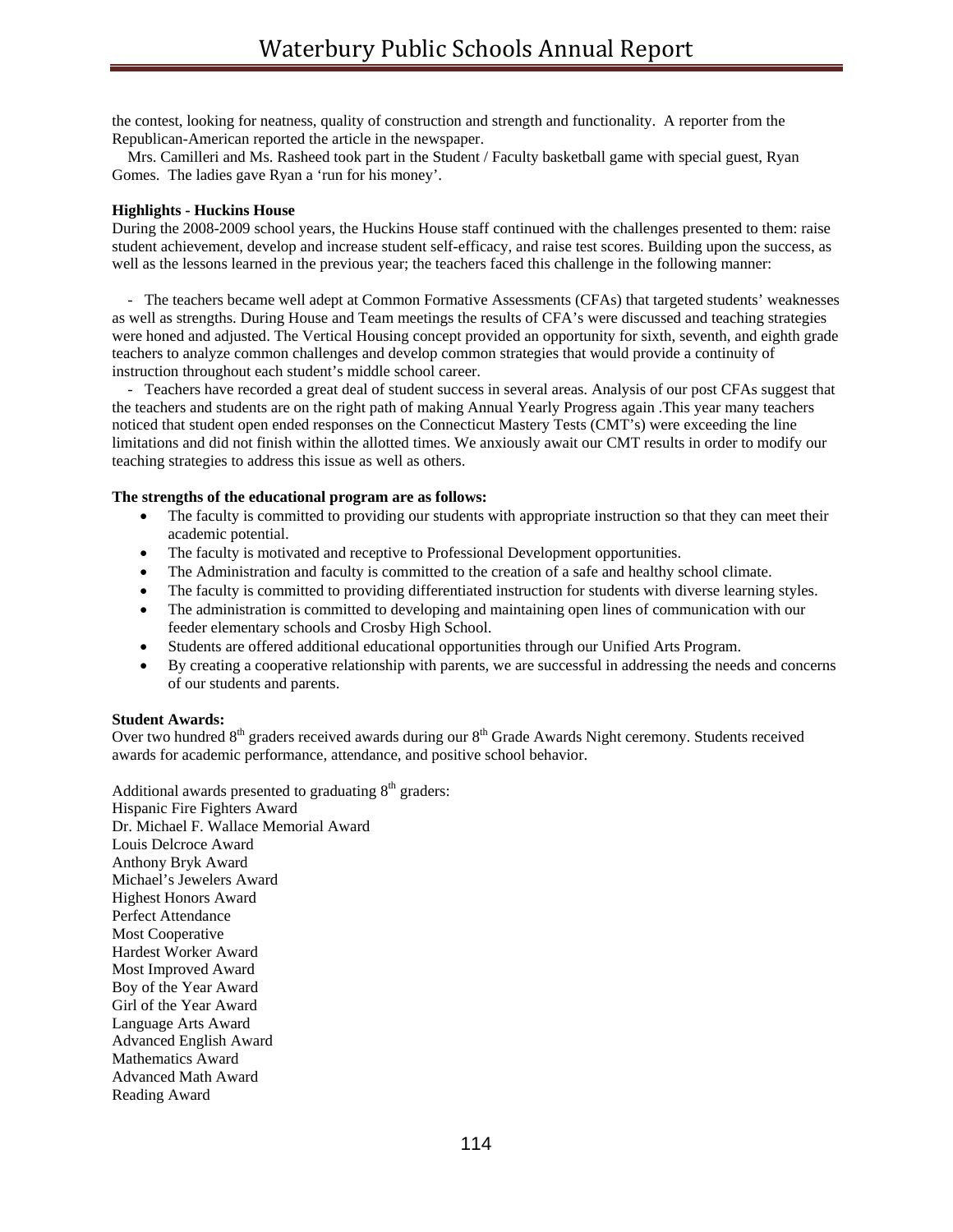the contest, looking for neatness, quality of construction and strength and functionality. A reporter from the Republican-American reported the article in the newspaper.

Mrs. Camilleri and Ms. Rasheed took part in the Student / Faculty basketball game with special guest, Ryan Gomes. The ladies gave Ryan a 'run for his money'.

**Highlights - Huckins House**

During the 2008-2009 school years, the Huckins House staff continued with the challenges presented to them: raise student achievement, develop and increase student self-efficacy, and raise test scores. Building upon the success, as well as the lessons learned in the previous year; the teachers faced this challenge in the following manner:

- The teachers became well adept at Common Formative Assessments (CFAs) that targeted students' weaknesses as well as strengths. During House and Team meetings the results of CFA's were discussed and teaching strategies were honed and adjusted. The Vertical Housing concept provided an opportunity for sixth, seventh, and eighth grade teachers to analyze common challenges and develop common strategies that would provide a continuity of instruction throughout each student's middle school career.
- Teachers have recorded a great deal of student success in several areas. Analysis of our post CFAs suggest that the teachers and students are on the right path of making Annual Yearly Progress again .This year many teachers noticed that student open ended responses on the Connecticut Mastery Tests (CMT's) were exceeding the line limitations and did not finish within the allotted times. We anxiously await our CMT results in order to modify our teaching strategies to address this issue as well as others.

**The strengths of the educational program are as follows:**

- The faculty is committed to providing our students with appropriate instruction so that they can meet their academic potential.
- The faculty is motivated and receptive to Professional Development opportunities.
- The Administration and faculty is committed to the creation of a safe and healthy school climate.
- The faculty is committed to providing differentiated instruction for students with diverse learning styles.
- The administration is committed to developing and maintaining open lines of communication with our feeder elementary schools and Crosby High School.
- Students are offered additional educational opportunities through our Unified Arts Program.
- By creating a cooperative relationship with parents, we are successful in addressing the needs and concerns of our students and parents.

**Student Awards:**

Over two hundred 8th graders received awards during our 8th Grade Awards Night ceremony. Students received awards for academic performance, attendance, and positive school behavior.

Additional awards presented to graduating 8th graders:
Hispanic Fire Fighters Award
Dr. Michael F. Wallace Memorial Award
Louis Delcroce Award
Anthony Bryk Award
Michael's Jewelers Award
Highest Honors Award
Perfect Attendance
Most Cooperative
Hardest Worker Award
Most Improved Award
Boy of the Year Award
Girl of the Year Award
Language Arts Award
Advanced English Award
Mathematics Award
Advanced Math Award
Reading Award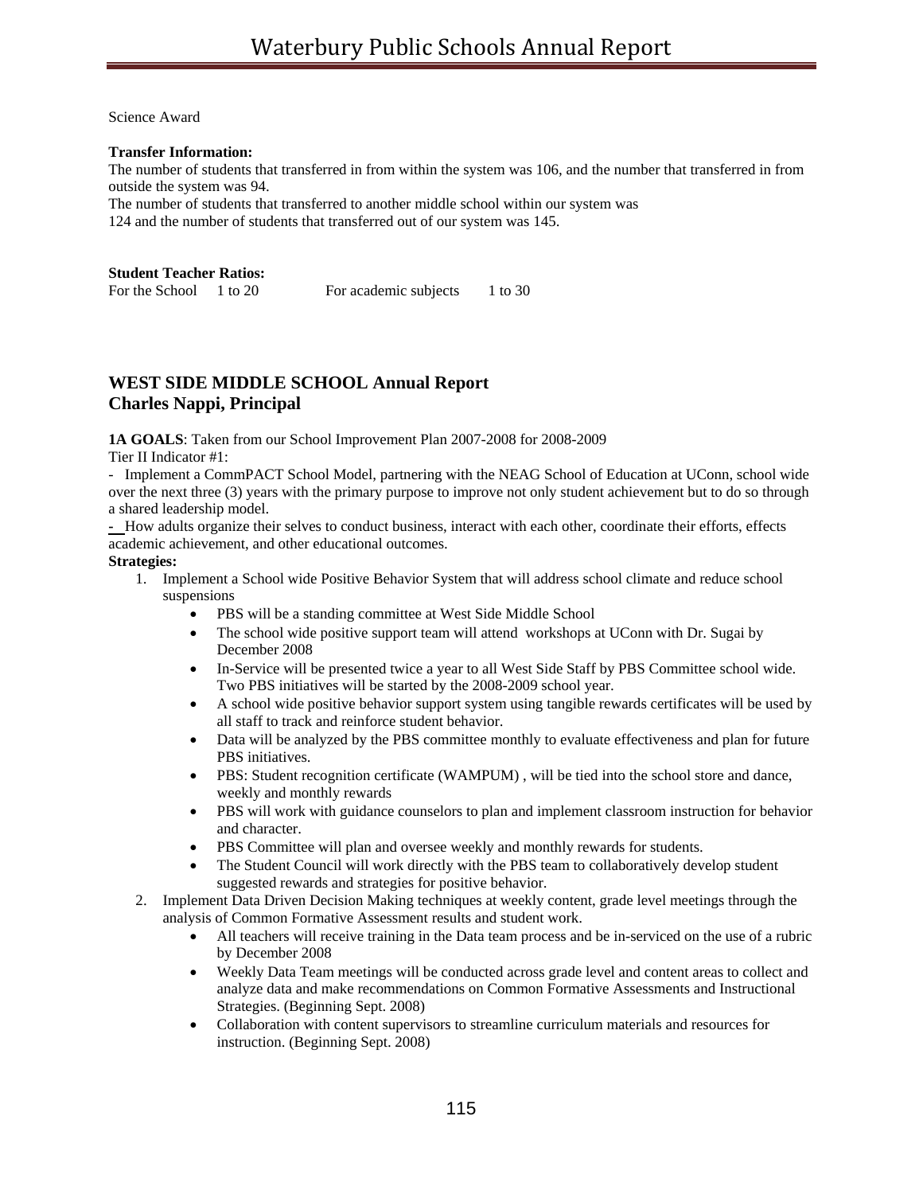Science Award

**Transfer Information:**
The number of students that transferred in from within the system was 106, and the number that transferred in from outside the system was 94.
The number of students that transferred to another middle school within our system was
124 and the number of students that transferred out of our system was 145.

**Student Teacher Ratios:**
For the School 1 to 20 For academic subjects 1 to 30

## WEST SIDE MIDDLE SCHOOL Annual Report
## Charles Nappi, Principal

**1A GOALS**: Taken from our School Improvement Plan 2007-2008 for 2008-2009
Tier II Indicator #1:
- Implement a CommPACT School Model, partnering with the NEAG School of Education at UConn, school wide over the next three (3) years with the primary purpose to improve not only student achievement but to do so through a shared leadership model.
- How adults organize their selves to conduct business, interact with each other, coordinate their efforts, effects academic achievement, and other educational outcomes.

**Strategies:**

1. Implement a School wide Positive Behavior System that will address school climate and reduce school suspensions
   - PBS will be a standing committee at West Side Middle School
   - The school wide positive support team will attend workshops at UConn with Dr. Sugai by December 2008
   - In-Service will be presented twice a year to all West Side Staff by PBS Committee school wide. Two PBS initiatives will be started by the 2008-2009 school year.
   - A school wide positive behavior support system using tangible rewards certificates will be used by all staff to track and reinforce student behavior.
   - Data will be analyzed by the PBS committee monthly to evaluate effectiveness and plan for future PBS initiatives.
   - PBS: Student recognition certificate (WAMPUM) , will be tied into the school store and dance, weekly and monthly rewards
   - PBS will work with guidance counselors to plan and implement classroom instruction for behavior and character.
   - PBS Committee will plan and oversee weekly and monthly rewards for students.
   - The Student Council will work directly with the PBS team to collaboratively develop student suggested rewards and strategies for positive behavior.
2. Implement Data Driven Decision Making techniques at weekly content, grade level meetings through the analysis of Common Formative Assessment results and student work.
   - All teachers will receive training in the Data team process and be in-serviced on the use of a rubric by December 2008
   - Weekly Data Team meetings will be conducted across grade level and content areas to collect and analyze data and make recommendations on Common Formative Assessments and Instructional Strategies. (Beginning Sept. 2008)
   - Collaboration with content supervisors to streamline curriculum materials and resources for instruction. (Beginning Sept. 2008)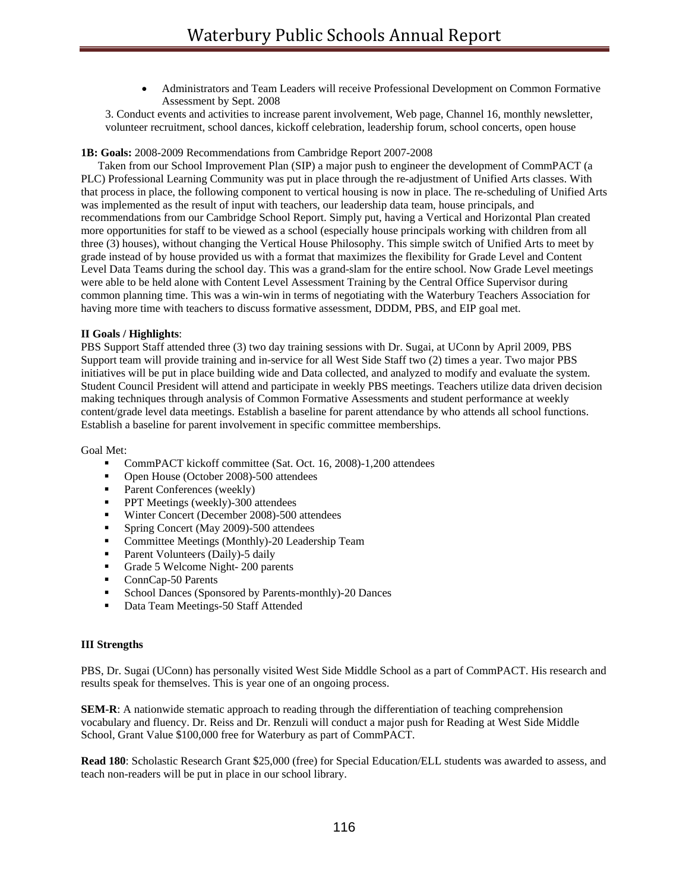- Administrators and Team Leaders will receive Professional Development on Common Formative Assessment by Sept. 2008

3. Conduct events and activities to increase parent involvement, Web page, Channel 16, monthly newsletter, volunteer recruitment, school dances, kickoff celebration, leadership forum, school concerts, open house

**1B: Goals:** 2008-2009 Recommendations from Cambridge Report 2007-2008

Taken from our School Improvement Plan (SIP) a major push to engineer the development of CommPACT (a PLC) Professional Learning Community was put in place through the re-adjustment of Unified Arts classes. With that process in place, the following component to vertical housing is now in place. The re-scheduling of Unified Arts was implemented as the result of input with teachers, our leadership data team, house principals, and recommendations from our Cambridge School Report. Simply put, having a Vertical and Horizontal Plan created more opportunities for staff to be viewed as a school (especially house principals working with children from all three (3) houses), without changing the Vertical House Philosophy. This simple switch of Unified Arts to meet by grade instead of by house provided us with a format that maximizes the flexibility for Grade Level and Content Level Data Teams during the school day. This was a grand-slam for the entire school. Now Grade Level meetings were able to be held alone with Content Level Assessment Training by the Central Office Supervisor during common planning time. This was a win-win in terms of negotiating with the Waterbury Teachers Association for having more time with teachers to discuss formative assessment, DDDM, PBS, and EIP goal met.

**II Goals / Highlights**:

PBS Support Staff attended three (3) two day training sessions with Dr. Sugai, at UConn by April 2009, PBS Support team will provide training and in-service for all West Side Staff two (2) times a year. Two major PBS initiatives will be put in place building wide and Data collected, and analyzed to modify and evaluate the system. Student Council President will attend and participate in weekly PBS meetings. Teachers utilize data driven decision making techniques through analysis of Common Formative Assessments and student performance at weekly content/grade level data meetings. Establish a baseline for parent attendance by who attends all school functions. Establish a baseline for parent involvement in specific committee memberships.

Goal Met:

- CommPACT kickoff committee (Sat. Oct. 16, 2008)-1,200 attendees
- Open House (October 2008)-500 attendees
- Parent Conferences (weekly)
- PPT Meetings (weekly)-300 attendees
- Winter Concert (December 2008)-500 attendees
- Spring Concert (May 2009)-500 attendees
- Committee Meetings (Monthly)-20 Leadership Team
- Parent Volunteers (Daily)-5 daily
- Grade 5 Welcome Night- 200 parents
- ConnCap-50 Parents
- School Dances (Sponsored by Parents-monthly)-20 Dances
- Data Team Meetings-50 Staff Attended

**III Strengths**

PBS, Dr. Sugai (UConn) has personally visited West Side Middle School as a part of CommPACT. His research and results speak for themselves. This is year one of an ongoing process.

**SEM-R**: A nationwide stematic approach to reading through the differentiation of teaching comprehension vocabulary and fluency. Dr. Reiss and Dr. Renzuli will conduct a major push for Reading at West Side Middle School, Grant Value $100,000 free for Waterbury as part of CommPACT.

**Read 180**: Scholastic Research Grant $25,000 (free) for Special Education/ELL students was awarded to assess, and teach non-readers will be put in place in our school library.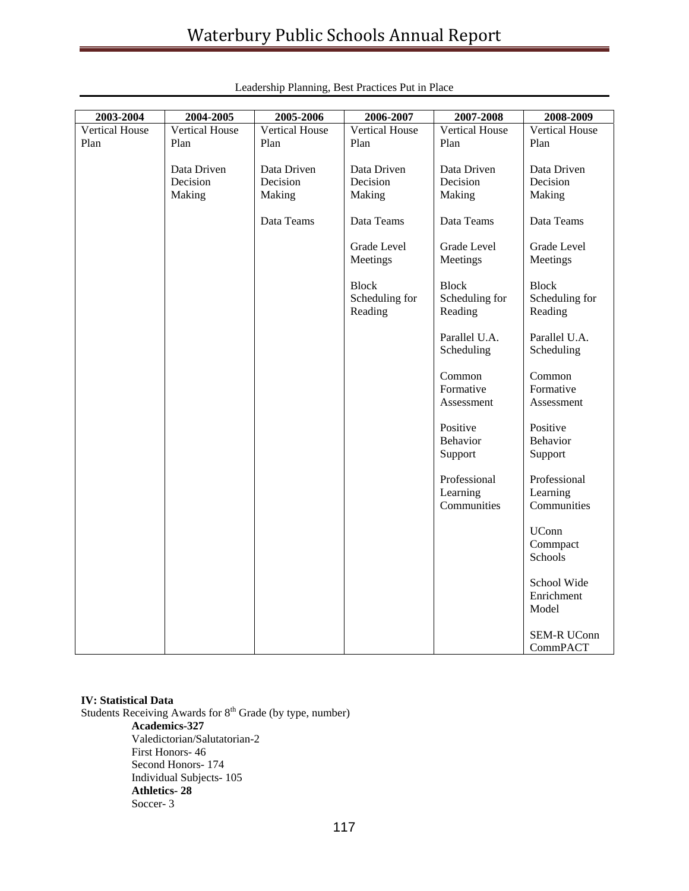Leadership Planning, Best Practices Put in Place

| 2003-2004 | 2004-2005 | 2005-2006 | 2006-2007 | 2007-2008 | 2008-2009 |
|---|---|---|---|---|---|
| Vertical House Plan | Vertical House Plan | Vertical House Plan | Vertical House Plan | Vertical House Plan | Vertical House Plan |
| | Data Driven Decision Making | Data Driven Decision Making | Data Driven Decision Making | Data Driven Decision Making | Data Driven Decision Making |
| | | Data Teams | Data Teams | Data Teams | Data Teams |
| | | | Grade Level Meetings | Grade Level Meetings | Grade Level Meetings |
| | | | Block Scheduling for Reading | Block Scheduling for Reading | Block Scheduling for Reading |
| | | | | Parallel U.A. Scheduling | Parallel U.A. Scheduling |
| | | | | Common Formative Assessment | Common Formative Assessment |
| | | | | Positive Behavior Support | Positive Behavior Support |
| | | | | Professional Learning Communities | Professional Learning Communities |
| | | | | | UConn Commpact Schools |
| | | | | | School Wide Enrichment Model |
| | | | | | SEM-R UConn CommPACT |

**IV: Statistical Data**

Students Receiving Awards for 8th Grade (by type, number)

**Academics-327**

Valedictorian/Salutatorian-2

First Honors- 46

Second Honors- 174

Individual Subjects- 105

**Athletics- 28**

Soccer- 3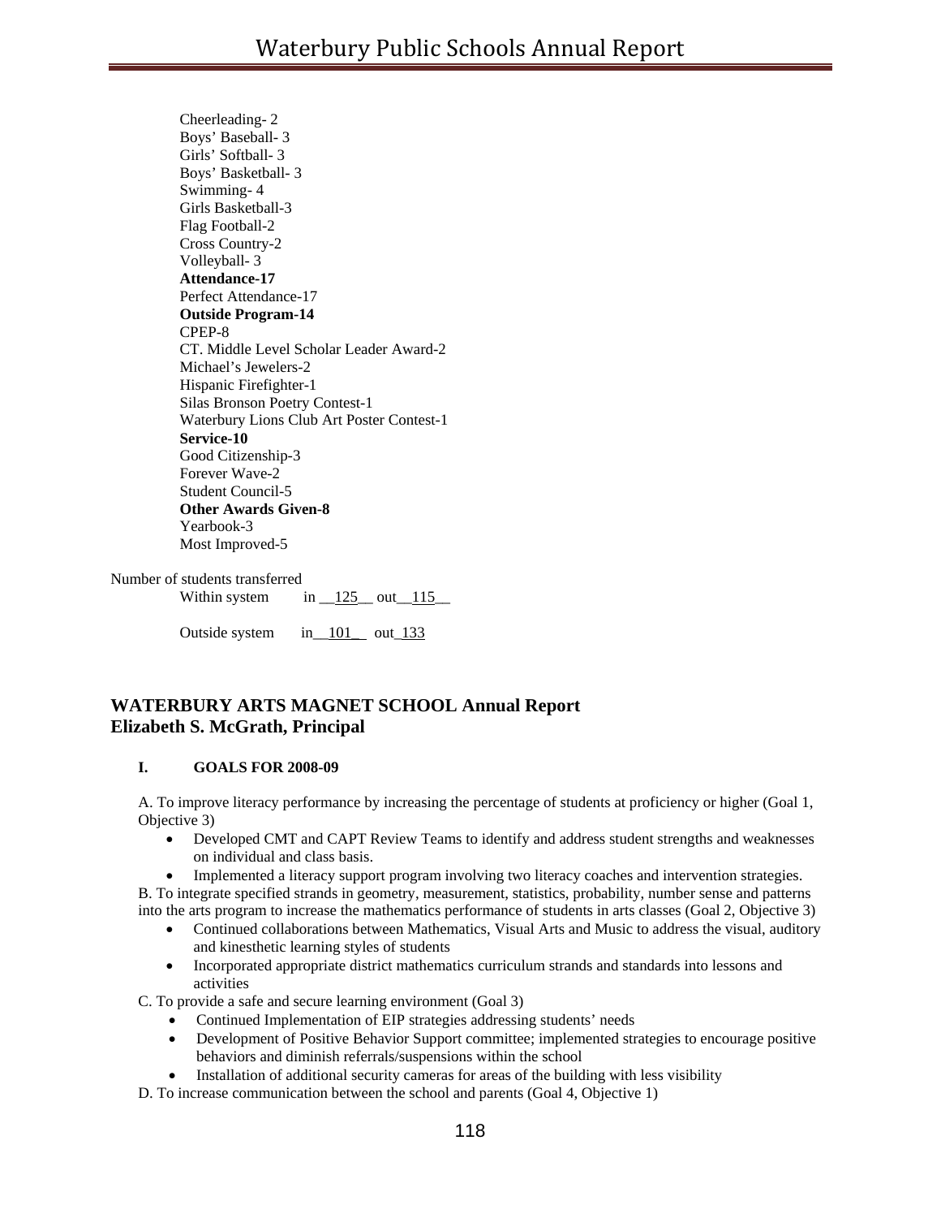Cheerleading- 2
Boys' Baseball- 3
Girls' Softball- 3
Boys' Basketball- 3
Swimming- 4
Girls Basketball-3
Flag Football-2
Cross Country-2
Volleyball- 3
**Attendance-17**
Perfect Attendance-17
**Outside Program-14**
CPEP-8
CT. Middle Level Scholar Leader Award-2
Michael's Jewelers-2
Hispanic Firefighter-1
Silas Bronson Poetry Contest-1
Waterbury Lions Club Art Poster Contest-1
**Service-10**
Good Citizenship-3
Forever Wave-2
Student Council-5
**Other Awards Given-8**
Yearbook-3
Most Improved-5

Number of students transferred

Within system in __125__ out__115__

Outside system in__101_ out_133

## WATERBURY ARTS MAGNET SCHOOL Annual Report
## Elizabeth S. McGrath, Principal

### I. GOALS FOR 2008-09

A. To improve literacy performance by increasing the percentage of students at proficiency or higher (Goal 1, Objective 3)

- Developed CMT and CAPT Review Teams to identify and address student strengths and weaknesses on individual and class basis.
- Implemented a literacy support program involving two literacy coaches and intervention strategies.

B. To integrate specified strands in geometry, measurement, statistics, probability, number sense and patterns into the arts program to increase the mathematics performance of students in arts classes (Goal 2, Objective 3)

- Continued collaborations between Mathematics, Visual Arts and Music to address the visual, auditory and kinesthetic learning styles of students
- Incorporated appropriate district mathematics curriculum strands and standards into lessons and activities

C. To provide a safe and secure learning environment (Goal 3)

- Continued Implementation of EIP strategies addressing students' needs
- Development of Positive Behavior Support committee; implemented strategies to encourage positive behaviors and diminish referrals/suspensions within the school
- Installation of additional security cameras for areas of the building with less visibility

D. To increase communication between the school and parents (Goal 4, Objective 1)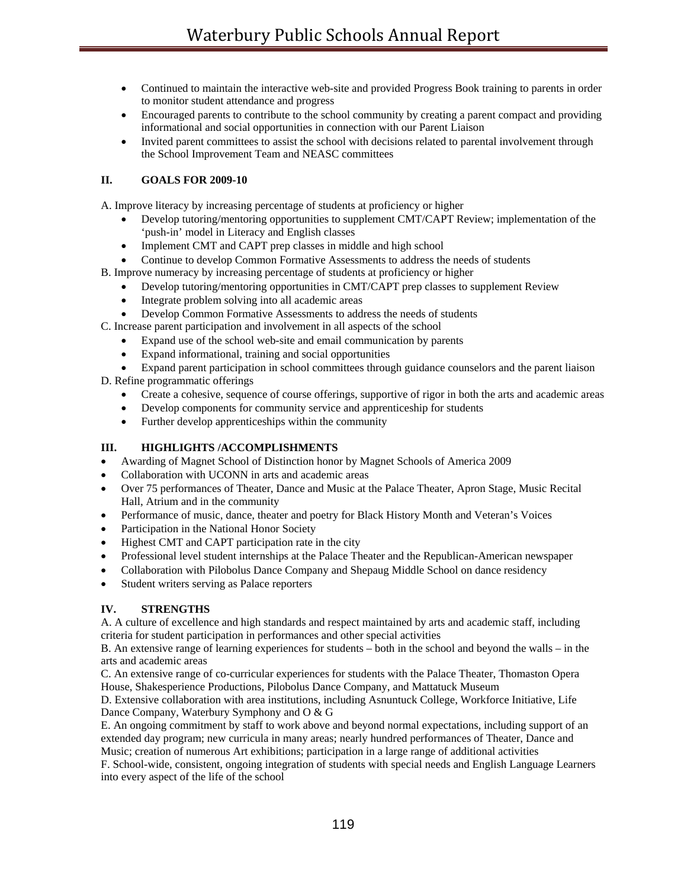- Continued to maintain the interactive web-site and provided Progress Book training to parents in order to monitor student attendance and progress
- Encouraged parents to contribute to the school community by creating a parent compact and providing informational and social opportunities in connection with our Parent Liaison
- Invited parent committees to assist the school with decisions related to parental involvement through the School Improvement Team and NEASC committees

## II. GOALS FOR 2009-10

A. Improve literacy by increasing percentage of students at proficiency or higher

- Develop tutoring/mentoring opportunities to supplement CMT/CAPT Review; implementation of the 'push-in' model in Literacy and English classes
- Implement CMT and CAPT prep classes in middle and high school
- Continue to develop Common Formative Assessments to address the needs of students

B. Improve numeracy by increasing percentage of students at proficiency or higher

- Develop tutoring/mentoring opportunities in CMT/CAPT prep classes to supplement Review
- Integrate problem solving into all academic areas
- Develop Common Formative Assessments to address the needs of students

C. Increase parent participation and involvement in all aspects of the school

- Expand use of the school web-site and email communication by parents
- Expand informational, training and social opportunities
- Expand parent participation in school committees through guidance counselors and the parent liaison

D. Refine programmatic offerings

- Create a cohesive, sequence of course offerings, supportive of rigor in both the arts and academic areas
- Develop components for community service and apprenticeship for students
- Further develop apprenticeships within the community

## III. HIGHLIGHTS /ACCOMPLISHMENTS

- Awarding of Magnet School of Distinction honor by Magnet Schools of America 2009
- Collaboration with UCONN in arts and academic areas
- Over 75 performances of Theater, Dance and Music at the Palace Theater, Apron Stage, Music Recital Hall, Atrium and in the community
- Performance of music, dance, theater and poetry for Black History Month and Veteran's Voices
- Participation in the National Honor Society
- Highest CMT and CAPT participation rate in the city
- Professional level student internships at the Palace Theater and the Republican-American newspaper
- Collaboration with Pilobolus Dance Company and Shepaug Middle School on dance residency
- Student writers serving as Palace reporters

## IV. STRENGTHS

A. A culture of excellence and high standards and respect maintained by arts and academic staff, including criteria for student participation in performances and other special activities

B. An extensive range of learning experiences for students – both in the school and beyond the walls – in the arts and academic areas

C. An extensive range of co-curricular experiences for students with the Palace Theater, Thomaston Opera House, Shakesperience Productions, Pilobolus Dance Company, and Mattatuck Museum

D. Extensive collaboration with area institutions, including Asnuntuck College, Workforce Initiative, Life Dance Company, Waterbury Symphony and O & G

E. An ongoing commitment by staff to work above and beyond normal expectations, including support of an extended day program; new curricula in many areas; nearly hundred performances of Theater, Dance and Music; creation of numerous Art exhibitions; participation in a large range of additional activities

F. School-wide, consistent, ongoing integration of students with special needs and English Language Learners into every aspect of the life of the school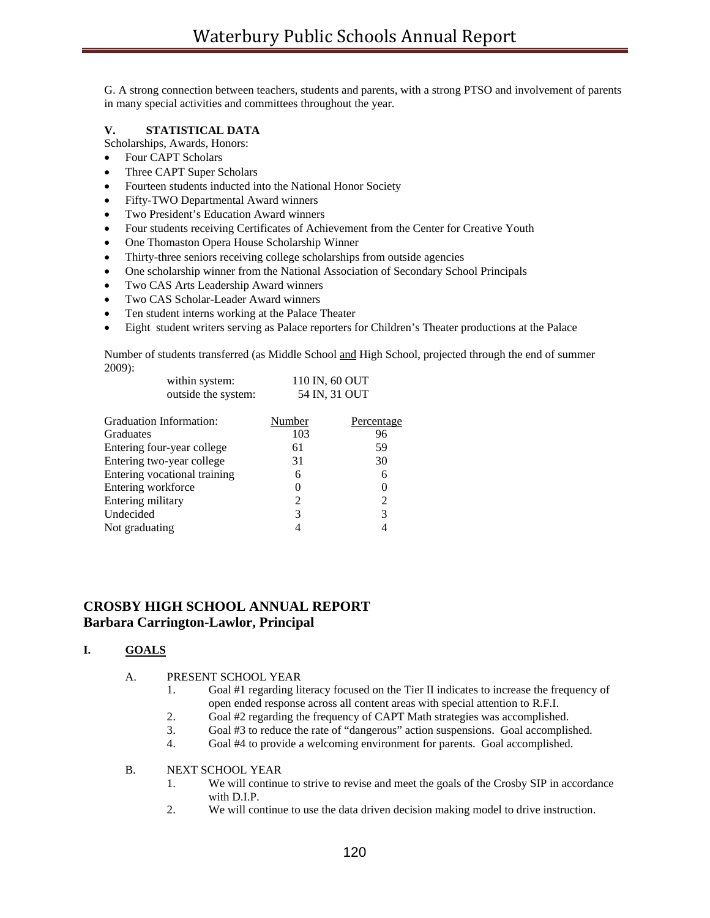G. A strong connection between teachers, students and parents, with a strong PTSO and involvement of parents in many special activities and committees throughout the year.

**V. STATISTICAL DATA**

Scholarships, Awards, Honors:

- Four CAPT Scholars
- Three CAPT Super Scholars
- Fourteen students inducted into the National Honor Society
- Fifty-TWO Departmental Award winners
- Two President's Education Award winners
- Four students receiving Certificates of Achievement from the Center for Creative Youth
- One Thomaston Opera House Scholarship Winner
- Thirty-three seniors receiving college scholarships from outside agencies
- One scholarship winner from the National Association of Secondary School Principals
- Two CAS Arts Leadership Award winners
- Two CAS Scholar-Leader Award winners
- Ten student interns working at the Palace Theater
- Eight student writers serving as Palace reporters for Children's Theater productions at the Palace

Number of students transferred (as Middle School and High School, projected through the end of summer 2009):

| | |
|---|---|
| within system: | 110 IN, 60 OUT |
| outside the system: | 54 IN, 31 OUT |

| Graduation Information: | Number | Percentage |
|---|---|---|
| Graduates | 103 | 96 |
| Entering four-year college | 61 | 59 |
| Entering two-year college | 31 | 30 |
| Entering vocational training | 6 | 6 |
| Entering workforce | 0 | 0 |
| Entering military | 2 | 2 |
| Undecided | 3 | 3 |
| Not graduating | 4 | 4 |

## CROSBY HIGH SCHOOL ANNUAL REPORT
## Barbara Carrington-Lawlor, Principal

**I. GOALS**

A. PRESENT SCHOOL YEAR

1. Goal #1 regarding literacy focused on the Tier II indicates to increase the frequency of open ended response across all content areas with special attention to R.F.I.
2. Goal #2 regarding the frequency of CAPT Math strategies was accomplished.
3. Goal #3 to reduce the rate of "dangerous" action suspensions. Goal accomplished.
4. Goal #4 to provide a welcoming environment for parents. Goal accomplished.

B. NEXT SCHOOL YEAR

1. We will continue to strive to revise and meet the goals of the Crosby SIP in accordance with D.I.P.
2. We will continue to use the data driven decision making model to drive instruction.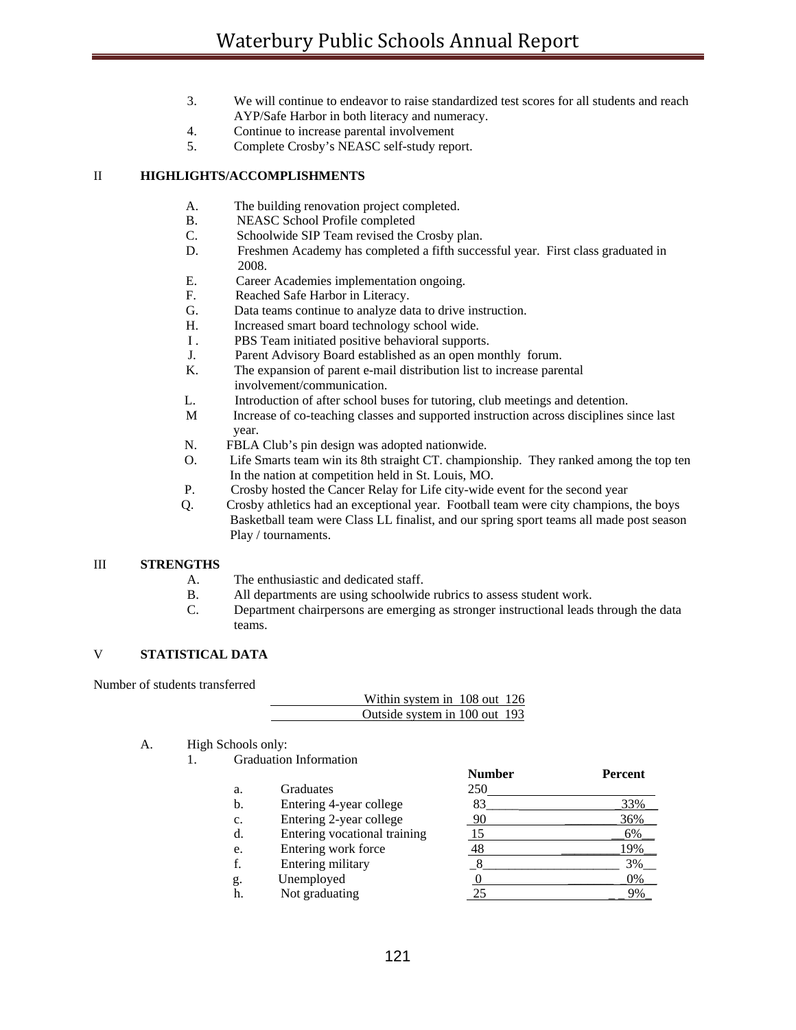3. We will continue to endeavor to raise standardized test scores for all students and reach AYP/Safe Harbor in both literacy and numeracy.
4. Continue to increase parental involvement
5. Complete Crosby's NEASC self-study report.

## II HIGHLIGHTS/ACCOMPLISHMENTS

A. The building renovation project completed.
B. NEASC School Profile completed
C. Schoolwide SIP Team revised the Crosby plan.
D. Freshmen Academy has completed a fifth successful year. First class graduated in 2008.
E. Career Academies implementation ongoing.
F. Reached Safe Harbor in Literacy.
G. Data teams continue to analyze data to drive instruction.
H. Increased smart board technology school wide.
I. PBS Team initiated positive behavioral supports.
J. Parent Advisory Board established as an open monthly forum.
K. The expansion of parent e-mail distribution list to increase parental involvement/communication.
L. Introduction of after school buses for tutoring, club meetings and detention.
M Increase of co-teaching classes and supported instruction across disciplines since last year.
N. FBLA Club's pin design was adopted nationwide.
O. Life Smarts team win its 8th straight CT. championship. They ranked among the top ten In the nation at competition held in St. Louis, MO.
P. Crosby hosted the Cancer Relay for Life city-wide event for the second year
Q. Crosby athletics had an exceptional year. Football team were city champions, the boys Basketball team were Class LL finalist, and our spring sport teams all made post season Play / tournaments.

## III STRENGTHS

A. The enthusiastic and dedicated staff.
B. All departments are using schoolwide rubrics to assess student work.
C. Department chairpersons are emerging as stronger instructional leads through the data teams.

## V STATISTICAL DATA

Number of students transferred

Within system in 108 out 126
Outside system in 100 out 193

A. High Schools only:

1. Graduation Information

| | | Number | Percent |
|---|---|---|---|
| a. | Graduates | 250 | |
| b. | Entering 4-year college | 83 | 33% |
| c. | Entering 2-year college | 90 | 36% |
| d. | Entering vocational training | 15 | 6% |
| e. | Entering work force | 48 | 19% |
| f. | Entering military | 8 | 3% |
| g. | Unemployed | 0 | 0% |
| h. | Not graduating | 25 | 9% |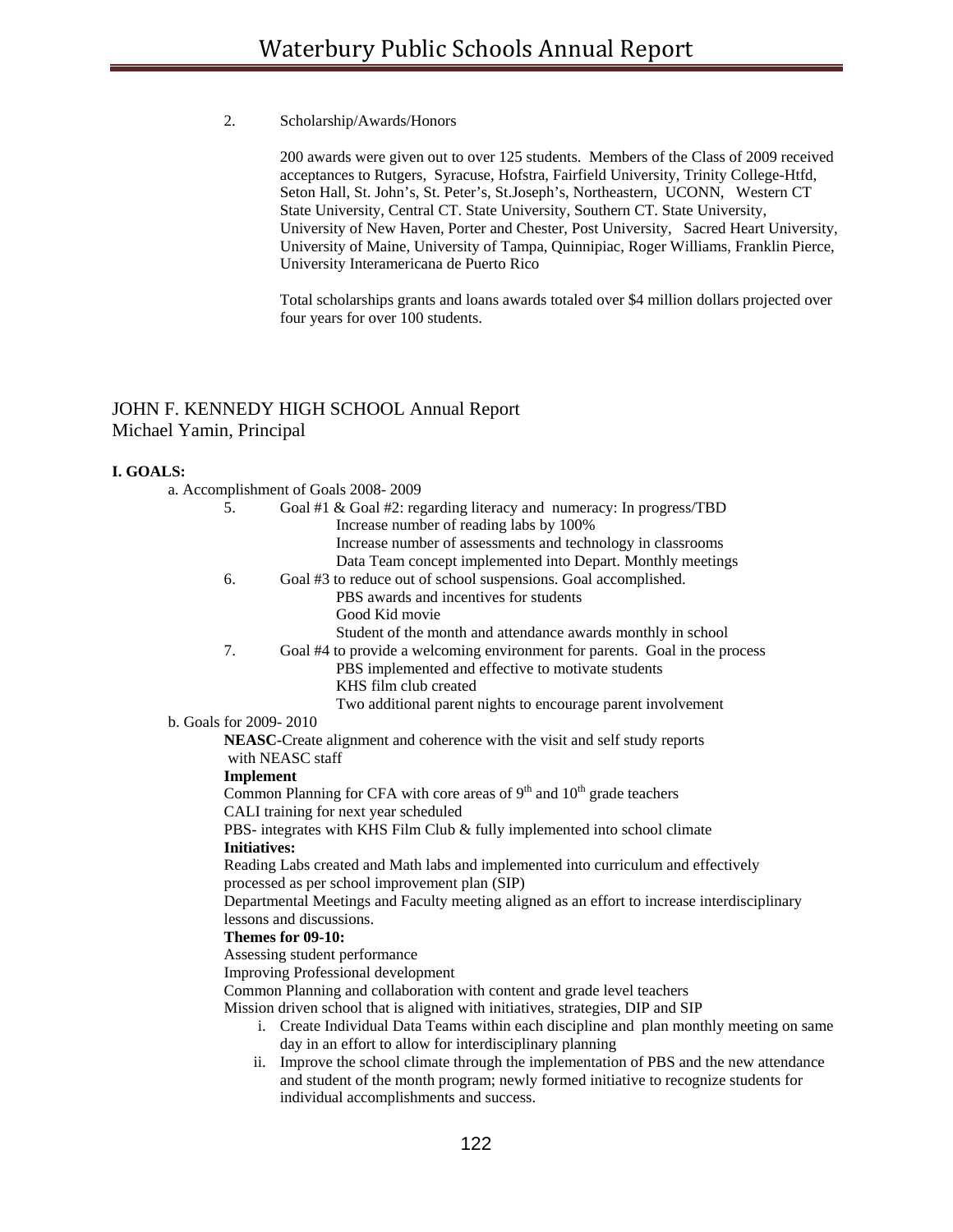2. Scholarship/Awards/Honors

200 awards were given out to over 125 students. Members of the Class of 2009 received acceptances to Rutgers, Syracuse, Hofstra, Fairfield University, Trinity College-Htfd, Seton Hall, St. John's, St. Peter's, St.Joseph's, Northeastern, UCONN, Western CT State University, Central CT. State University, Southern CT. State University, University of New Haven, Porter and Chester, Post University, Sacred Heart University, University of Maine, University of Tampa, Quinnipiac, Roger Williams, Franklin Pierce, University Interamericana de Puerto Rico

Total scholarships grants and loans awards totaled over $4 million dollars projected over four years for over 100 students.

## JOHN F. KENNEDY HIGH SCHOOL Annual Report
Michael Yamin, Principal

**I. GOALS:**

a. Accomplishment of Goals 2008- 2009

5. Goal #1 & Goal #2: regarding literacy and numeracy: In progress/TBD
   - Increase number of reading labs by 100%
   - Increase number of assessments and technology in classrooms
   - Data Team concept implemented into Depart. Monthly meetings
6. Goal #3 to reduce out of school suspensions. Goal accomplished.
   - PBS awards and incentives for students
   - Good Kid movie
   - Student of the month and attendance awards monthly in school
7. Goal #4 to provide a welcoming environment for parents. Goal in the process
   - PBS implemented and effective to motivate students
   - KHS film club created
   - Two additional parent nights to encourage parent involvement

b. Goals for 2009- 2010

**NEASC**-Create alignment and coherence with the visit and self study reports with NEASC staff

**Implement**

Common Planning for CFA with core areas of 9th and 10th grade teachers

CALI training for next year scheduled

PBS- integrates with KHS Film Club & fully implemented into school climate

**Initiatives:**

Reading Labs created and Math labs and implemented into curriculum and effectively processed as per school improvement plan (SIP)

Departmental Meetings and Faculty meeting aligned as an effort to increase interdisciplinary lessons and discussions.

**Themes for 09-10:**

Assessing student performance

Improving Professional development

Common Planning and collaboration with content and grade level teachers

Mission driven school that is aligned with initiatives, strategies, DIP and SIP

i. Create Individual Data Teams within each discipline and plan monthly meeting on same day in an effort to allow for interdisciplinary planning
ii. Improve the school climate through the implementation of PBS and the new attendance and student of the month program; newly formed initiative to recognize students for individual accomplishments and success.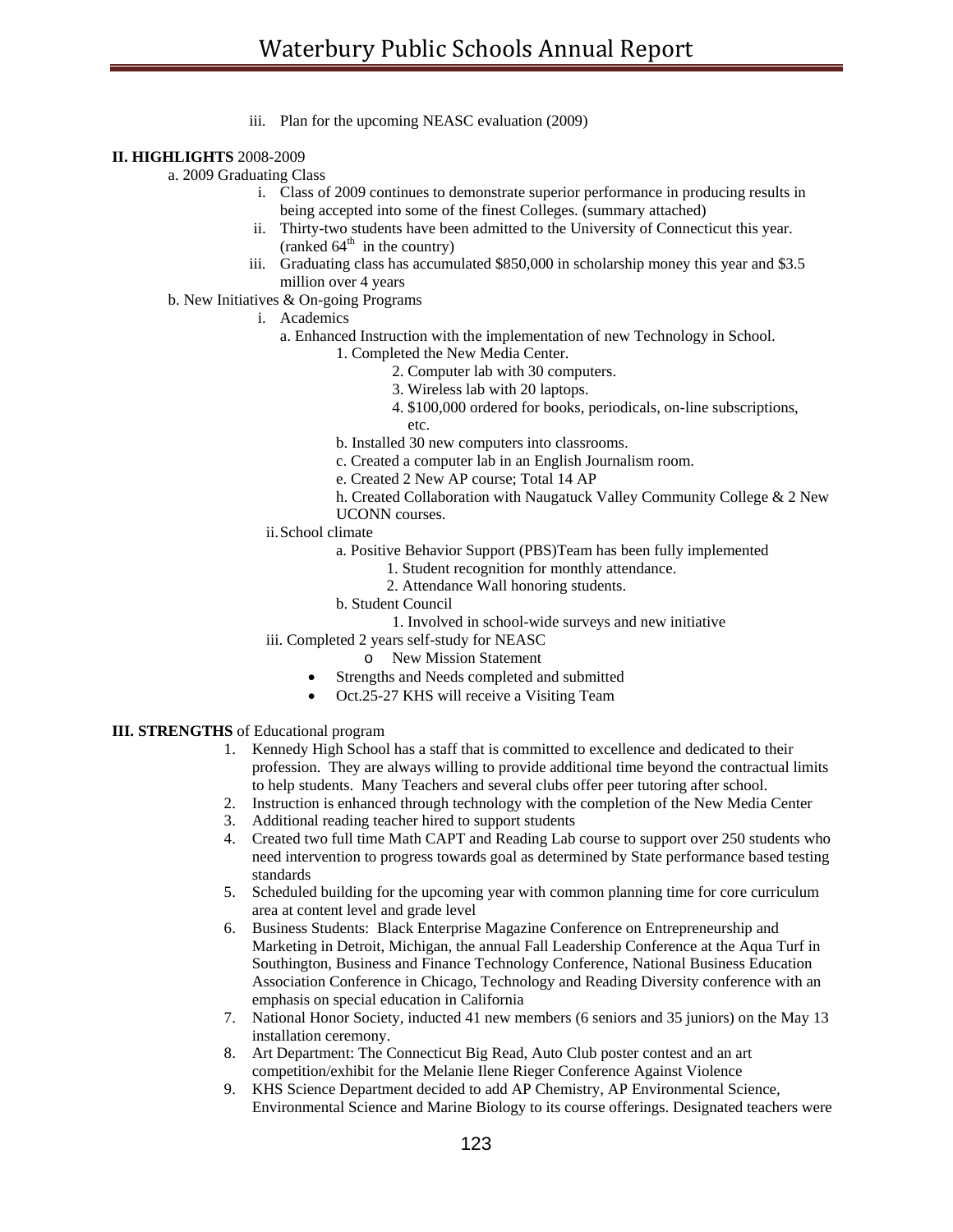iii. Plan for the upcoming NEASC evaluation (2009)

**II. HIGHLIGHTS** 2008-2009

a. 2009 Graduating Class

- i. Class of 2009 continues to demonstrate superior performance in producing results in being accepted into some of the finest Colleges. (summary attached)
- ii. Thirty-two students have been admitted to the University of Connecticut this year. (ranked 64th in the country)
- iii. Graduating class has accumulated \$850,000 in scholarship money this year and \$3.5 million over 4 years

b. New Initiatives & On-going Programs

- i. Academics
  - a. Enhanced Instruction with the implementation of new Technology in School.
    1. Completed the New Media Center.
    2. Computer lab with 30 computers.
    3. Wireless lab with 20 laptops.
    4. \$100,000 ordered for books, periodicals, on-line subscriptions, etc.
  - b. Installed 30 new computers into classrooms.
  - c. Created a computer lab in an English Journalism room.
  - e. Created 2 New AP course; Total 14 AP
  - h. Created Collaboration with Naugatuck Valley Community College & 2 New UCONN courses.
- ii. School climate
  - a. Positive Behavior Support (PBS)Team has been fully implemented
    1. Student recognition for monthly attendance.
    2. Attendance Wall honoring students.
  - b. Student Council
    1. Involved in school-wide surveys and new initiative
- iii. Completed 2 years self-study for NEASC
  - o New Mission Statement
  - Strengths and Needs completed and submitted
  - Oct.25-27 KHS will receive a Visiting Team

**III. STRENGTHS** of Educational program

1. Kennedy High School has a staff that is committed to excellence and dedicated to their profession. They are always willing to provide additional time beyond the contractual limits to help students. Many Teachers and several clubs offer peer tutoring after school.
2. Instruction is enhanced through technology with the completion of the New Media Center
3. Additional reading teacher hired to support students
4. Created two full time Math CAPT and Reading Lab course to support over 250 students who need intervention to progress towards goal as determined by State performance based testing standards
5. Scheduled building for the upcoming year with common planning time for core curriculum area at content level and grade level
6. Business Students: Black Enterprise Magazine Conference on Entrepreneurship and Marketing in Detroit, Michigan, the annual Fall Leadership Conference at the Aqua Turf in Southington, Business and Finance Technology Conference, National Business Education Association Conference in Chicago, Technology and Reading Diversity conference with an emphasis on special education in California
7. National Honor Society, inducted 41 new members (6 seniors and 35 juniors) on the May 13 installation ceremony.
8. Art Department: The Connecticut Big Read, Auto Club poster contest and an art competition/exhibit for the Melanie Ilene Rieger Conference Against Violence
9. KHS Science Department decided to add AP Chemistry, AP Environmental Science, Environmental Science and Marine Biology to its course offerings. Designated teachers were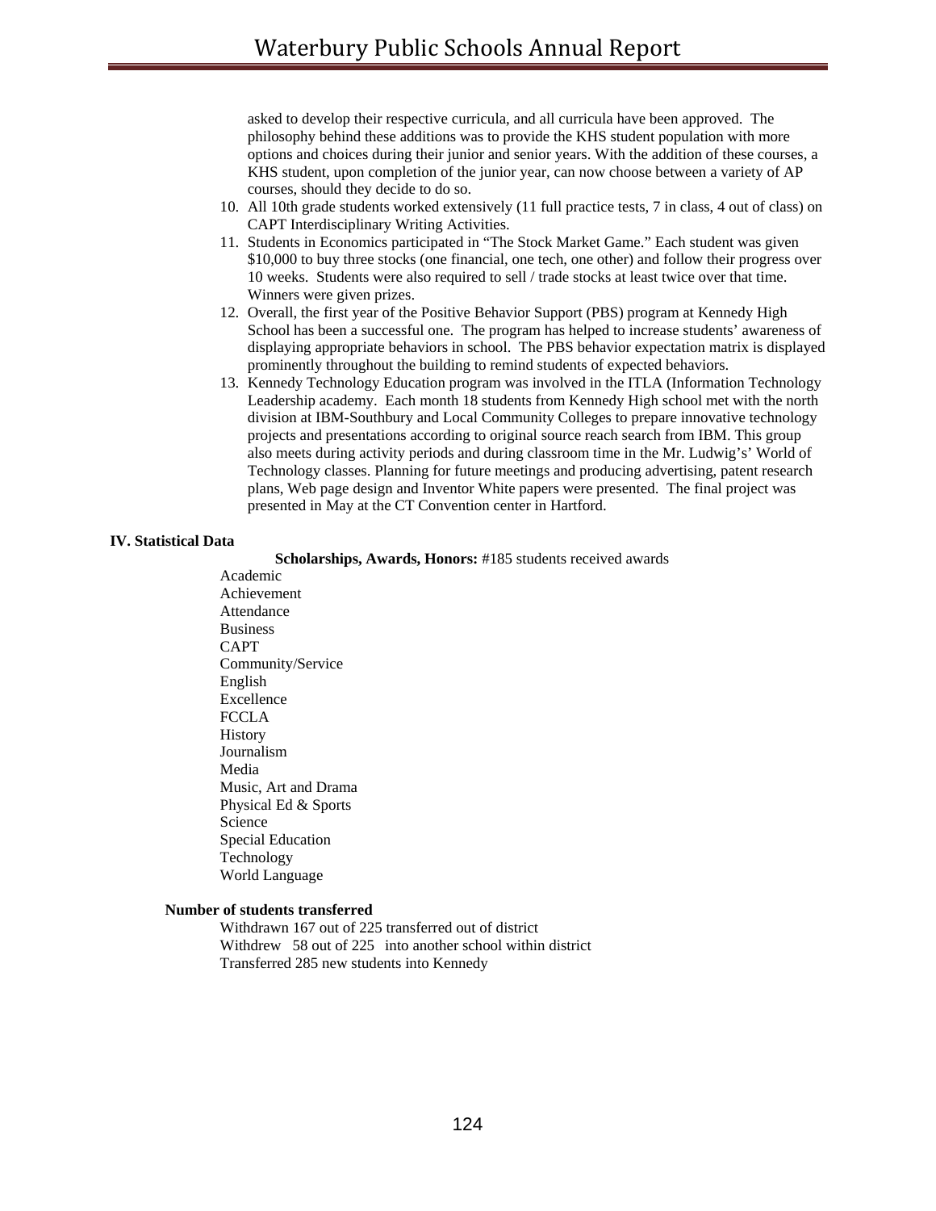asked to develop their respective curricula, and all curricula have been approved. The philosophy behind these additions was to provide the KHS student population with more options and choices during their junior and senior years. With the addition of these courses, a KHS student, upon completion of the junior year, can now choose between a variety of AP courses, should they decide to do so.

10. All 10th grade students worked extensively (11 full practice tests, 7 in class, 4 out of class) on CAPT Interdisciplinary Writing Activities.
11. Students in Economics participated in "The Stock Market Game." Each student was given $10,000 to buy three stocks (one financial, one tech, one other) and follow their progress over 10 weeks. Students were also required to sell / trade stocks at least twice over that time. Winners were given prizes.
12. Overall, the first year of the Positive Behavior Support (PBS) program at Kennedy High School has been a successful one. The program has helped to increase students' awareness of displaying appropriate behaviors in school. The PBS behavior expectation matrix is displayed prominently throughout the building to remind students of expected behaviors.
13. Kennedy Technology Education program was involved in the ITLA (Information Technology Leadership academy. Each month 18 students from Kennedy High school met with the north division at IBM-Southbury and Local Community Colleges to prepare innovative technology projects and presentations according to original source reach search from IBM. This group also meets during activity periods and during classroom time in the Mr. Ludwig's' World of Technology classes. Planning for future meetings and producing advertising, patent research plans, Web page design and Inventor White papers were presented. The final project was presented in May at the CT Convention center in Hartford.

## IV. Statistical Data

**Scholarships, Awards, Honors:** #185 students received awards

Academic
Achievement
Attendance
Business
CAPT
Community/Service
English
Excellence
FCCLA
History
Journalism
Media
Music, Art and Drama
Physical Ed & Sports
Science
Special Education
Technology
World Language

**Number of students transferred**

Withdrawn 167 out of 225 transferred out of district
Withdrew 58 out of 225 into another school within district
Transferred 285 new students into Kennedy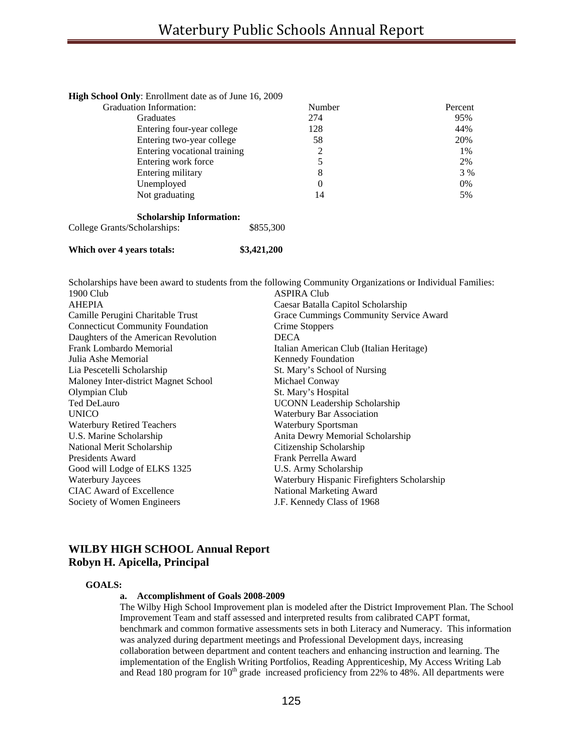**High School Only**: Enrollment date as of June 16, 2009

| Graduation Information: | Number | Percent |
|---|---|---|
| Graduates | 274 | 95% |
| Entering four-year college | 128 | 44% |
| Entering two-year college | 58 | 20% |
| Entering vocational training | 2 | 1% |
| Entering work force | 5 | 2% |
| Entering military | 8 | 3 % |
| Unemployed | 0 | 0% |
| Not graduating | 14 | 5% |

**Scholarship Information:**

College Grants/Scholarships: $855,300

**Which over 4 years totals: $3,421,200**

Scholarships have been award to students from the following Community Organizations or Individual Families:

| | |
|---|---|
| 1900 Club | ASPIRA Club |
| AHEPIA | Caesar Batalla Capitol Scholarship |
| Camille Perugini Charitable Trust | Grace Cummings Community Service Award |
| Connecticut Community Foundation | Crime Stoppers |
| Daughters of the American Revolution | DECA |
| Frank Lombardo Memorial | Italian American Club (Italian Heritage) |
| Julia Ashe Memorial | Kennedy Foundation |
| Lia Pescetelli Scholarship | St. Mary's School of Nursing |
| Maloney Inter-district Magnet School | Michael Conway |
| Olympian Club | St. Mary's Hospital |
| Ted DeLauro | UCONN Leadership Scholarship |
| UNICO | Waterbury Bar Association |
| Waterbury Retired Teachers | Waterbury Sportsman |
| U.S. Marine Scholarship | Anita Dewry Memorial Scholarship |
| National Merit Scholarship | Citizenship Scholarship |
| Presidents Award | Frank Perrella Award |
| Good will Lodge of ELKS 1325 | U.S. Army Scholarship |
| Waterbury Jaycees | Waterbury Hispanic Firefighters Scholarship |
| CIAC Award of Excellence | National Marketing Award |
| Society of Women Engineers | J.F. Kennedy Class of 1968 |

## WILBY HIGH SCHOOL Annual Report
## Robyn H. Apicella, Principal

**GOALS:**

**a. Accomplishment of Goals 2008-2009**

The Wilby High School Improvement plan is modeled after the District Improvement Plan. The School Improvement Team and staff assessed and interpreted results from calibrated CAPT format, benchmark and common formative assessments sets in both Literacy and Numeracy. This information was analyzed during department meetings and Professional Development days, increasing collaboration between department and content teachers and enhancing instruction and learning. The implementation of the English Writing Portfolios, Reading Apprenticeship, My Access Writing Lab and Read 180 program for 10th grade increased proficiency from 22% to 48%. All departments were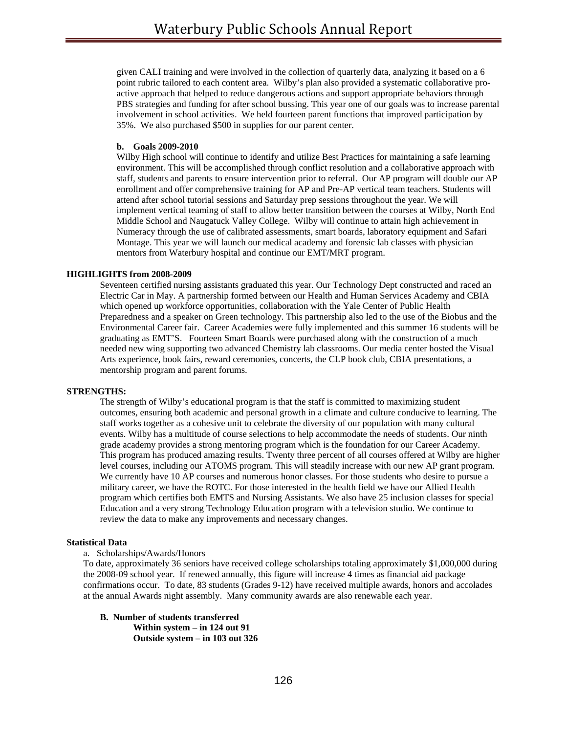given CALI training and were involved in the collection of quarterly data, analyzing it based on a 6 point rubric tailored to each content area. Wilby's plan also provided a systematic collaborative pro-active approach that helped to reduce dangerous actions and support appropriate behaviors through PBS strategies and funding for after school bussing. This year one of our goals was to increase parental involvement in school activities. We held fourteen parent functions that improved participation by 35%. We also purchased $500 in supplies for our parent center.

**b. Goals 2009-2010**

Wilby High school will continue to identify and utilize Best Practices for maintaining a safe learning environment. This will be accomplished through conflict resolution and a collaborative approach with staff, students and parents to ensure intervention prior to referral. Our AP program will double our AP enrollment and offer comprehensive training for AP and Pre-AP vertical team teachers. Students will attend after school tutorial sessions and Saturday prep sessions throughout the year. We will implement vertical teaming of staff to allow better transition between the courses at Wilby, North End Middle School and Naugatuck Valley College. Wilby will continue to attain high achievement in Numeracy through the use of calibrated assessments, smart boards, laboratory equipment and Safari Montage. This year we will launch our medical academy and forensic lab classes with physician mentors from Waterbury hospital and continue our EMT/MRT program.

**HIGHLIGHTS from 2008-2009**

Seventeen certified nursing assistants graduated this year. Our Technology Dept constructed and raced an Electric Car in May. A partnership formed between our Health and Human Services Academy and CBIA which opened up workforce opportunities, collaboration with the Yale Center of Public Health Preparedness and a speaker on Green technology. This partnership also led to the use of the Biobus and the Environmental Career fair. Career Academies were fully implemented and this summer 16 students will be graduating as EMT'S. Fourteen Smart Boards were purchased along with the construction of a much needed new wing supporting two advanced Chemistry lab classrooms. Our media center hosted the Visual Arts experience, book fairs, reward ceremonies, concerts, the CLP book club, CBIA presentations, a mentorship program and parent forums.

**STRENGTHS:**

The strength of Wilby's educational program is that the staff is committed to maximizing student outcomes, ensuring both academic and personal growth in a climate and culture conducive to learning. The staff works together as a cohesive unit to celebrate the diversity of our population with many cultural events. Wilby has a multitude of course selections to help accommodate the needs of students. Our ninth grade academy provides a strong mentoring program which is the foundation for our Career Academy. This program has produced amazing results. Twenty three percent of all courses offered at Wilby are higher level courses, including our ATOMS program. This will steadily increase with our new AP grant program. We currently have 10 AP courses and numerous honor classes. For those students who desire to pursue a military career, we have the ROTC. For those interested in the health field we have our Allied Health program which certifies both EMTS and Nursing Assistants. We also have 25 inclusion classes for special Education and a very strong Technology Education program with a television studio. We continue to review the data to make any improvements and necessary changes.

**Statistical Data**

a. Scholarships/Awards/Honors

To date, approximately 36 seniors have received college scholarships totaling approximately $1,000,000 during the 2008-09 school year. If renewed annually, this figure will increase 4 times as financial aid package confirmations occur. To date, 83 students (Grades 9-12) have received multiple awards, honors and accolades at the annual Awards night assembly. Many community awards are also renewable each year.

**B. Number of students transferred**

**Within system – in 124 out 91**
**Outside system – in 103 out 326**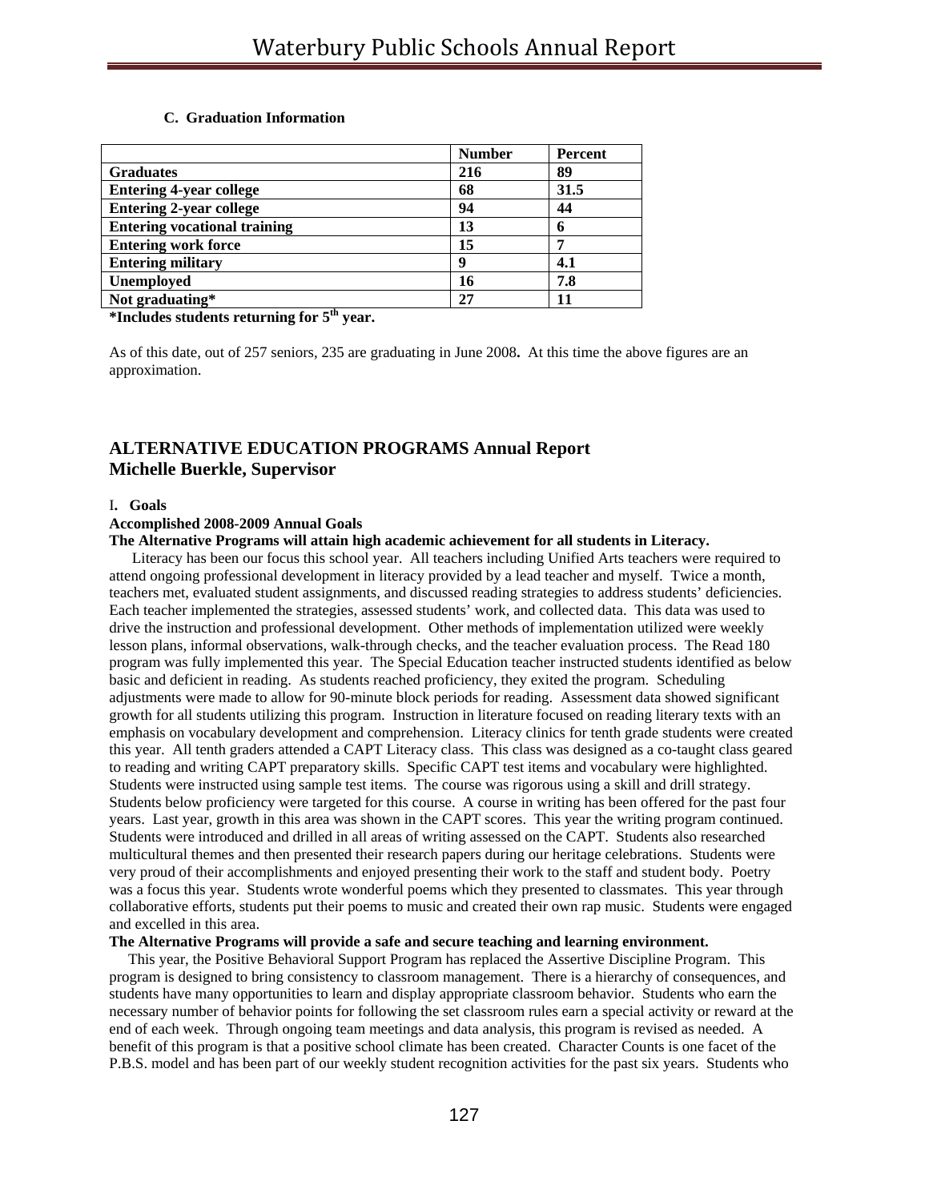**C. Graduation Information**

| | Number | Percent |
|---|---|---|
| **Graduates** | **216** | **89** |
| **Entering 4-year college** | **68** | **31.5** |
| **Entering 2-year college** | **94** | **44** |
| **Entering vocational training** | **13** | **6** |
| **Entering work force** | **15** | **7** |
| **Entering military** | **9** | **4.1** |
| **Unemployed** | **16** | **7.8** |
| **Not graduating*** | **27** | **11** |

**\*Includes students returning for 5th year.**

As of this date, out of 257 seniors, 235 are graduating in June 2008**.** At this time the above figures are an approximation.

## ALTERNATIVE EDUCATION PROGRAMS Annual Report
## Michelle Buerkle, Supervisor

I**. Goals**

**Accomplished 2008-2009 Annual Goals**

**The Alternative Programs will attain high academic achievement for all students in Literacy.**

Literacy has been our focus this school year. All teachers including Unified Arts teachers were required to attend ongoing professional development in literacy provided by a lead teacher and myself. Twice a month, teachers met, evaluated student assignments, and discussed reading strategies to address students' deficiencies. Each teacher implemented the strategies, assessed students' work, and collected data. This data was used to drive the instruction and professional development. Other methods of implementation utilized were weekly lesson plans, informal observations, walk-through checks, and the teacher evaluation process. The Read 180 program was fully implemented this year. The Special Education teacher instructed students identified as below basic and deficient in reading. As students reached proficiency, they exited the program. Scheduling adjustments were made to allow for 90-minute block periods for reading. Assessment data showed significant growth for all students utilizing this program. Instruction in literature focused on reading literary texts with an emphasis on vocabulary development and comprehension. Literacy clinics for tenth grade students were created this year. All tenth graders attended a CAPT Literacy class. This class was designed as a co-taught class geared to reading and writing CAPT preparatory skills. Specific CAPT test items and vocabulary were highlighted. Students were instructed using sample test items. The course was rigorous using a skill and drill strategy. Students below proficiency were targeted for this course. A course in writing has been offered for the past four years. Last year, growth in this area was shown in the CAPT scores. This year the writing program continued. Students were introduced and drilled in all areas of writing assessed on the CAPT. Students also researched multicultural themes and then presented their research papers during our heritage celebrations. Students were very proud of their accomplishments and enjoyed presenting their work to the staff and student body. Poetry was a focus this year. Students wrote wonderful poems which they presented to classmates. This year through collaborative efforts, students put their poems to music and created their own rap music. Students were engaged and excelled in this area.

**The Alternative Programs will provide a safe and secure teaching and learning environment.**

This year, the Positive Behavioral Support Program has replaced the Assertive Discipline Program. This program is designed to bring consistency to classroom management. There is a hierarchy of consequences, and students have many opportunities to learn and display appropriate classroom behavior. Students who earn the necessary number of behavior points for following the set classroom rules earn a special activity or reward at the end of each week. Through ongoing team meetings and data analysis, this program is revised as needed. A benefit of this program is that a positive school climate has been created. Character Counts is one facet of the P.B.S. model and has been part of our weekly student recognition activities for the past six years. Students who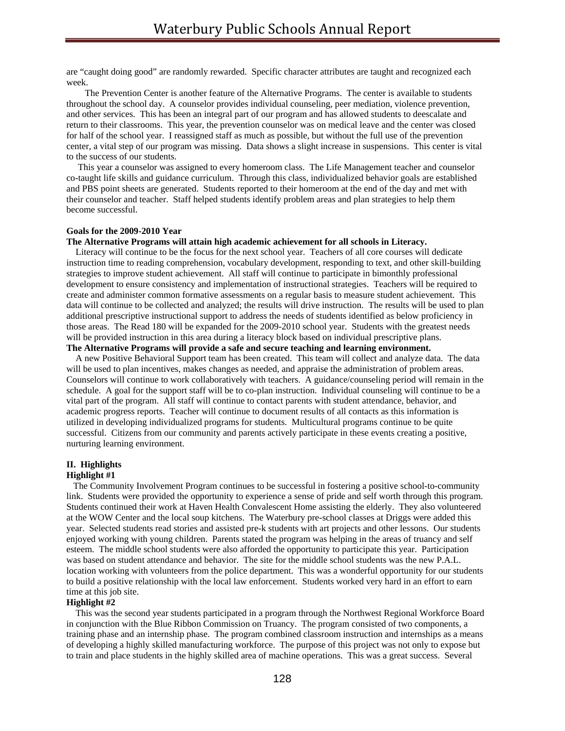are "caught doing good" are randomly rewarded. Specific character attributes are taught and recognized each week.

The Prevention Center is another feature of the Alternative Programs. The center is available to students throughout the school day. A counselor provides individual counseling, peer mediation, violence prevention, and other services. This has been an integral part of our program and has allowed students to deescalate and return to their classrooms. This year, the prevention counselor was on medical leave and the center was closed for half of the school year. I reassigned staff as much as possible, but without the full use of the prevention center, a vital step of our program was missing. Data shows a slight increase in suspensions. This center is vital to the success of our students.

This year a counselor was assigned to every homeroom class. The Life Management teacher and counselor co-taught life skills and guidance curriculum. Through this class, individualized behavior goals are established and PBS point sheets are generated. Students reported to their homeroom at the end of the day and met with their counselor and teacher. Staff helped students identify problem areas and plan strategies to help them become successful.

**Goals for the 2009-2010 Year**

**The Alternative Programs will attain high academic achievement for all schools in Literacy.**

Literacy will continue to be the focus for the next school year. Teachers of all core courses will dedicate instruction time to reading comprehension, vocabulary development, responding to text, and other skill-building strategies to improve student achievement. All staff will continue to participate in bimonthly professional development to ensure consistency and implementation of instructional strategies. Teachers will be required to create and administer common formative assessments on a regular basis to measure student achievement. This data will continue to be collected and analyzed; the results will drive instruction. The results will be used to plan additional prescriptive instructional support to address the needs of students identified as below proficiency in those areas. The Read 180 will be expanded for the 2009-2010 school year. Students with the greatest needs will be provided instruction in this area during a literacy block based on individual prescriptive plans.

**The Alternative Programs will provide a safe and secure teaching and learning environment.**

A new Positive Behavioral Support team has been created. This team will collect and analyze data. The data will be used to plan incentives, makes changes as needed, and appraise the administration of problem areas. Counselors will continue to work collaboratively with teachers. A guidance/counseling period will remain in the schedule. A goal for the support staff will be to co-plan instruction. Individual counseling will continue to be a vital part of the program. All staff will continue to contact parents with student attendance, behavior, and academic progress reports. Teacher will continue to document results of all contacts as this information is utilized in developing individualized programs for students. Multicultural programs continue to be quite successful. Citizens from our community and parents actively participate in these events creating a positive, nurturing learning environment.

**II. Highlights**

**Highlight #1**

The Community Involvement Program continues to be successful in fostering a positive school-to-community link. Students were provided the opportunity to experience a sense of pride and self worth through this program. Students continued their work at Haven Health Convalescent Home assisting the elderly. They also volunteered at the WOW Center and the local soup kitchens. The Waterbury pre-school classes at Driggs were added this year. Selected students read stories and assisted pre-k students with art projects and other lessons. Our students enjoyed working with young children. Parents stated the program was helping in the areas of truancy and self esteem. The middle school students were also afforded the opportunity to participate this year. Participation was based on student attendance and behavior. The site for the middle school students was the new P.A.L. location working with volunteers from the police department. This was a wonderful opportunity for our students to build a positive relationship with the local law enforcement. Students worked very hard in an effort to earn time at this job site.

**Highlight #2**

This was the second year students participated in a program through the Northwest Regional Workforce Board in conjunction with the Blue Ribbon Commission on Truancy. The program consisted of two components, a training phase and an internship phase. The program combined classroom instruction and internships as a means of developing a highly skilled manufacturing workforce. The purpose of this project was not only to expose but to train and place students in the highly skilled area of machine operations. This was a great success. Several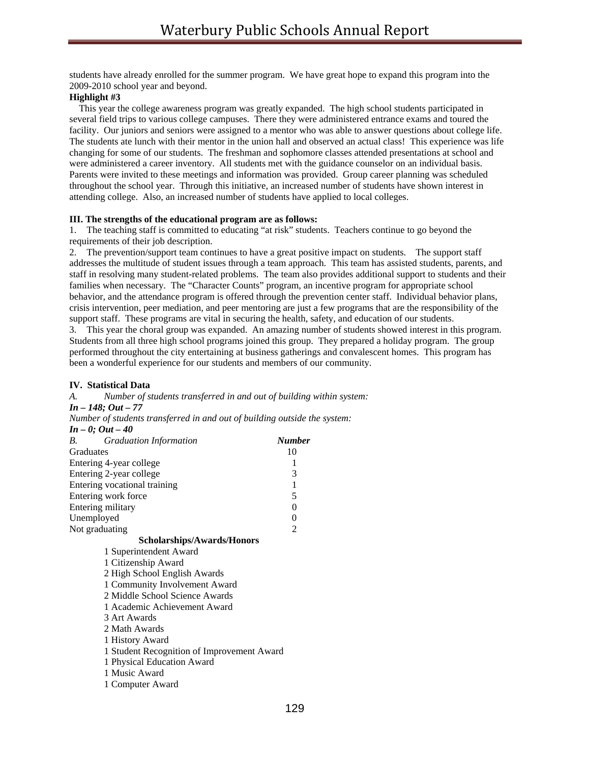students have already enrolled for the summer program. We have great hope to expand this program into the 2009-2010 school year and beyond.

**Highlight #3**

This year the college awareness program was greatly expanded. The high school students participated in several field trips to various college campuses. There they were administered entrance exams and toured the facility. Our juniors and seniors were assigned to a mentor who was able to answer questions about college life. The students ate lunch with their mentor in the union hall and observed an actual class! This experience was life changing for some of our students. The freshman and sophomore classes attended presentations at school and were administered a career inventory. All students met with the guidance counselor on an individual basis. Parents were invited to these meetings and information was provided. Group career planning was scheduled throughout the school year. Through this initiative, an increased number of students have shown interest in attending college. Also, an increased number of students have applied to local colleges.

**III. The strengths of the educational program are as follows:**

1. The teaching staff is committed to educating "at risk" students. Teachers continue to go beyond the requirements of their job description.
2. The prevention/support team continues to have a great positive impact on students. The support staff addresses the multitude of student issues through a team approach. This team has assisted students, parents, and staff in resolving many student-related problems. The team also provides additional support to students and their families when necessary. The "Character Counts" program, an incentive program for appropriate school behavior, and the attendance program is offered through the prevention center staff. Individual behavior plans, crisis intervention, peer mediation, and peer mentoring are just a few programs that are the responsibility of the support staff. These programs are vital in securing the health, safety, and education of our students.
3. This year the choral group was expanded. An amazing number of students showed interest in this program. Students from all three high school programs joined this group. They prepared a holiday program. The group performed throughout the city entertaining at business gatherings and convalescent homes. This program has been a wonderful experience for our students and members of our community.

**IV. Statistical Data**

*A. Number of students transferred in and out of building within system:*

***In – 148; Out – 77***

*Number of students transferred in and out of building outside the system:*

***In – 0; Out – 40***

| *B. Graduation Information* | ***Number*** |
|---|---|
| Graduates | 10 |
| Entering 4-year college | 1 |
| Entering 2-year college | 3 |
| Entering vocational training | 1 |
| Entering work force | 5 |
| Entering military | 0 |
| Unemployed | 0 |
| Not graduating | 2 |

**Scholarships/Awards/Honors**

- 1 Superintendent Award
- 1 Citizenship Award
- 2 High School English Awards
- 1 Community Involvement Award
- 2 Middle School Science Awards
- 1 Academic Achievement Award
- 3 Art Awards
- 2 Math Awards
- 1 History Award
- 1 Student Recognition of Improvement Award
- 1 Physical Education Award
- 1 Music Award
- 1 Computer Award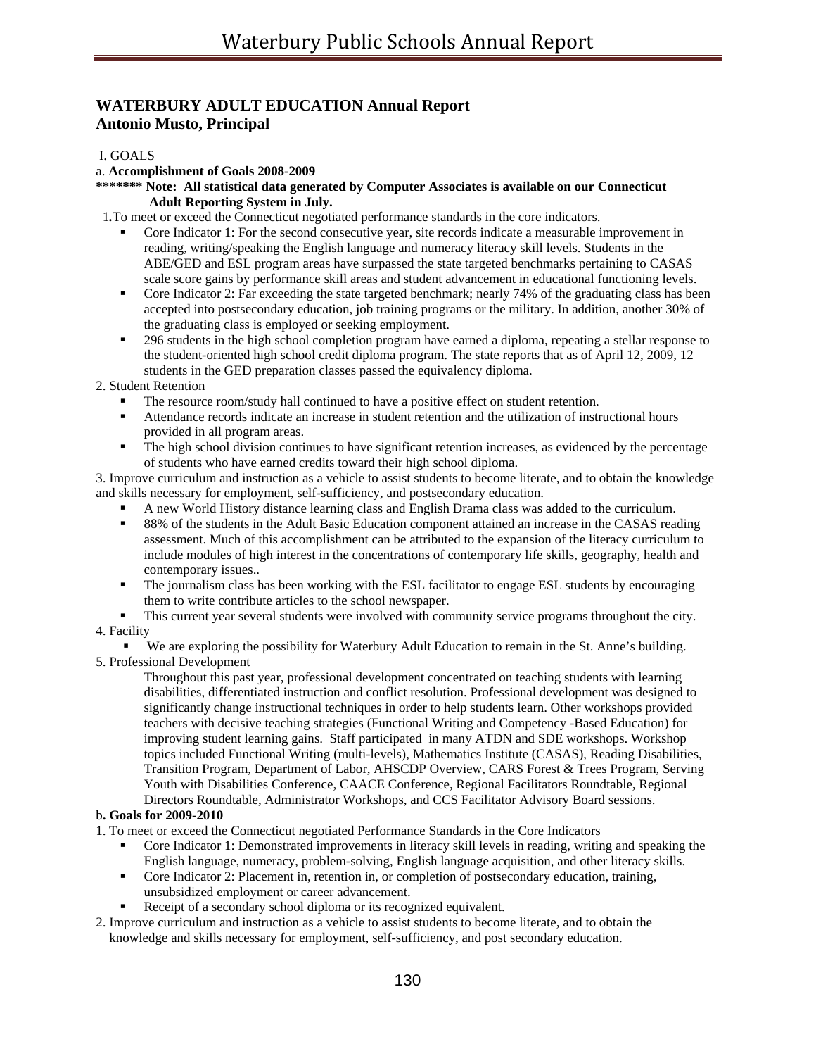## WATERBURY ADULT EDUCATION Annual Report
## Antonio Musto, Principal

I. GOALS

a. **Accomplishment of Goals 2008-2009**

**\*\*\*\*\*\*\* Note: All statistical data generated by Computer Associates is available on our Connecticut Adult Reporting System in July.**

**1.** To meet or exceed the Connecticut negotiated performance standards in the core indicators.

- Core Indicator 1: For the second consecutive year, site records indicate a measurable improvement in reading, writing/speaking the English language and numeracy literacy skill levels. Students in the ABE/GED and ESL program areas have surpassed the state targeted benchmarks pertaining to CASAS scale score gains by performance skill areas and student advancement in educational functioning levels.
- Core Indicator 2: Far exceeding the state targeted benchmark; nearly 74% of the graduating class has been accepted into postsecondary education, job training programs or the military. In addition, another 30% of the graduating class is employed or seeking employment.
- 296 students in the high school completion program have earned a diploma, repeating a stellar response to the student-oriented high school credit diploma program. The state reports that as of April 12, 2009, 12 students in the GED preparation classes passed the equivalency diploma.

2. Student Retention

- The resource room/study hall continued to have a positive effect on student retention.
- Attendance records indicate an increase in student retention and the utilization of instructional hours provided in all program areas.
- The high school division continues to have significant retention increases, as evidenced by the percentage of students who have earned credits toward their high school diploma.

3. Improve curriculum and instruction as a vehicle to assist students to become literate, and to obtain the knowledge and skills necessary for employment, self-sufficiency, and postsecondary education.

- A new World History distance learning class and English Drama class was added to the curriculum.
- 88% of the students in the Adult Basic Education component attained an increase in the CASAS reading assessment. Much of this accomplishment can be attributed to the expansion of the literacy curriculum to include modules of high interest in the concentrations of contemporary life skills, geography, health and contemporary issues..
- The journalism class has been working with the ESL facilitator to engage ESL students by encouraging them to write contribute articles to the school newspaper.
- This current year several students were involved with community service programs throughout the city.

4. Facility

- We are exploring the possibility for Waterbury Adult Education to remain in the St. Anne's building.

5. Professional Development

Throughout this past year, professional development concentrated on teaching students with learning disabilities, differentiated instruction and conflict resolution. Professional development was designed to significantly change instructional techniques in order to help students learn. Other workshops provided teachers with decisive teaching strategies (Functional Writing and Competency -Based Education) for improving student learning gains. Staff participated in many ATDN and SDE workshops. Workshop topics included Functional Writing (multi-levels), Mathematics Institute (CASAS), Reading Disabilities, Transition Program, Department of Labor, AHSCDP Overview, CARS Forest & Trees Program, Serving Youth with Disabilities Conference, CAACE Conference, Regional Facilitators Roundtable, Regional Directors Roundtable, Administrator Workshops, and CCS Facilitator Advisory Board sessions.

b**. Goals for 2009-2010**

1. To meet or exceed the Connecticut negotiated Performance Standards in the Core Indicators
   - Core Indicator 1: Demonstrated improvements in literacy skill levels in reading, writing and speaking the English language, numeracy, problem-solving, English language acquisition, and other literacy skills.
   - Core Indicator 2: Placement in, retention in, or completion of postsecondary education, training, unsubsidized employment or career advancement.
   - Receipt of a secondary school diploma or its recognized equivalent.
2. Improve curriculum and instruction as a vehicle to assist students to become literate, and to obtain the knowledge and skills necessary for employment, self-sufficiency, and post secondary education.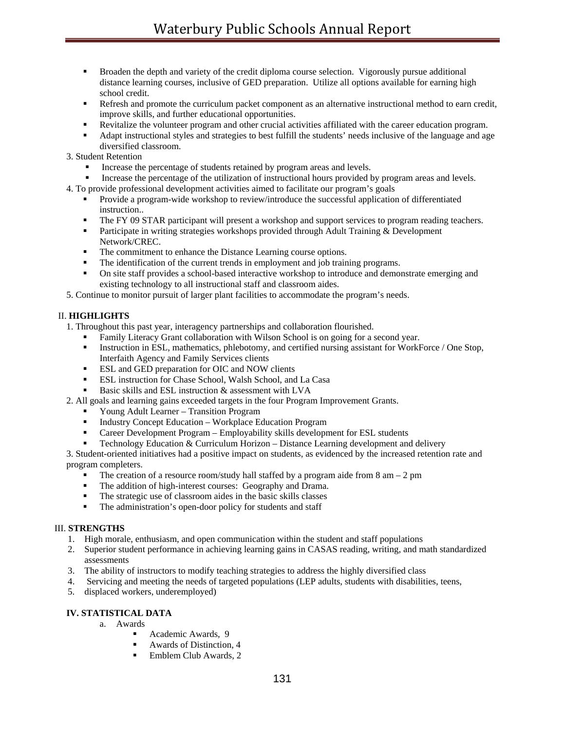- Broaden the depth and variety of the credit diploma course selection. Vigorously pursue additional distance learning courses, inclusive of GED preparation. Utilize all options available for earning high school credit.
- Refresh and promote the curriculum packet component as an alternative instructional method to earn credit, improve skills, and further educational opportunities.
- Revitalize the volunteer program and other crucial activities affiliated with the career education program.
- Adapt instructional styles and strategies to best fulfill the students' needs inclusive of the language and age diversified classroom.

3. Student Retention
   - Increase the percentage of students retained by program areas and levels.
   - Increase the percentage of the utilization of instructional hours provided by program areas and levels.
4. To provide professional development activities aimed to facilitate our program's goals
   - Provide a program-wide workshop to review/introduce the successful application of differentiated instruction..
   - The FY 09 STAR participant will present a workshop and support services to program reading teachers.
   - Participate in writing strategies workshops provided through Adult Training & Development Network/CREC.
   - The commitment to enhance the Distance Learning course options.
   - The identification of the current trends in employment and job training programs.
   - On site staff provides a school-based interactive workshop to introduce and demonstrate emerging and existing technology to all instructional staff and classroom aides.
5. Continue to monitor pursuit of larger plant facilities to accommodate the program's needs.

## II. HIGHLIGHTS

1. Throughout this past year, interagency partnerships and collaboration flourished.
   - Family Literacy Grant collaboration with Wilson School is on going for a second year.
   - Instruction in ESL, mathematics, phlebotomy, and certified nursing assistant for WorkForce / One Stop, Interfaith Agency and Family Services clients
   - ESL and GED preparation for OIC and NOW clients
   - ESL instruction for Chase School, Walsh School, and La Casa
   - Basic skills and ESL instruction & assessment with LVA
2. All goals and learning gains exceeded targets in the four Program Improvement Grants.
   - Young Adult Learner – Transition Program
   - Industry Concept Education – Workplace Education Program
   - Career Development Program – Employability skills development for ESL students
   - Technology Education & Curriculum Horizon – Distance Learning development and delivery
3. Student-oriented initiatives had a positive impact on students, as evidenced by the increased retention rate and program completers.
   - The creation of a resource room/study hall staffed by a program aide from 8 am – 2 pm
   - The addition of high-interest courses: Geography and Drama.
   - The strategic use of classroom aides in the basic skills classes
   - The administration's open-door policy for students and staff

## III. STRENGTHS

1. High morale, enthusiasm, and open communication within the student and staff populations
2. Superior student performance in achieving learning gains in CASAS reading, writing, and math standardized assessments
3. The ability of instructors to modify teaching strategies to address the highly diversified class
4. Servicing and meeting the needs of targeted populations (LEP adults, students with disabilities, teens,
5. displaced workers, underemployed)

## IV. STATISTICAL DATA

a. Awards
   - Academic Awards, 9
   - Awards of Distinction, 4
   - Emblem Club Awards, 2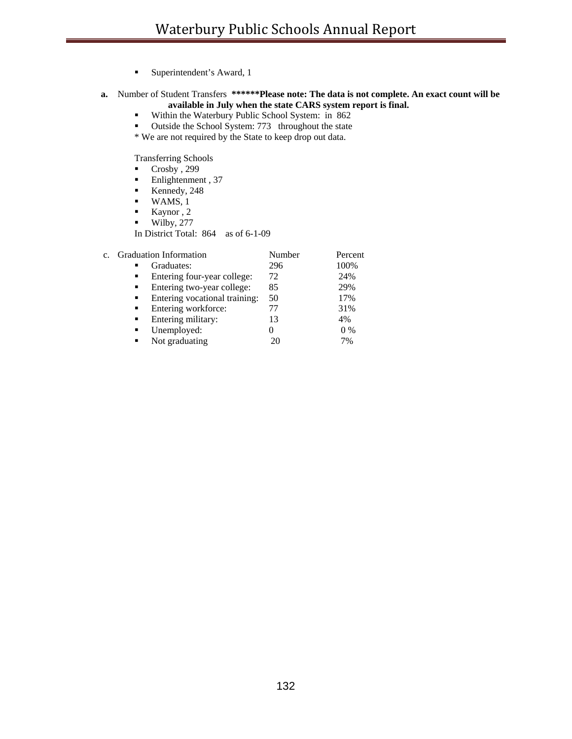- Superintendent's Award, 1

**a.** Number of Student Transfers **\*\*\*\*\*\*Please note: The data is not complete. An exact count will be available in July when the state CARS system report is final.**

- Within the Waterbury Public School System: in 862
- Outside the School System: 773 throughout the state

\* We are not required by the State to keep drop out data.

Transferring Schools

- Crosby , 299
- Enlightenment , 37
- Kennedy, 248
- WAMS, 1
- Kaynor , 2
- Wilby, 277

In District Total: 864 as of 6-1-09

c. Graduation Information

| Graduation Information | Number | Percent |
|---|---|---|
| Graduates: | 296 | 100% |
| Entering four-year college: | 72 | 24% |
| Entering two-year college: | 85 | 29% |
| Entering vocational training: | 50 | 17% |
| Entering workforce: | 77 | 31% |
| Entering military: | 13 | 4% |
| Unemployed: | 0 | 0 % |
| Not graduating | 20 | 7% |